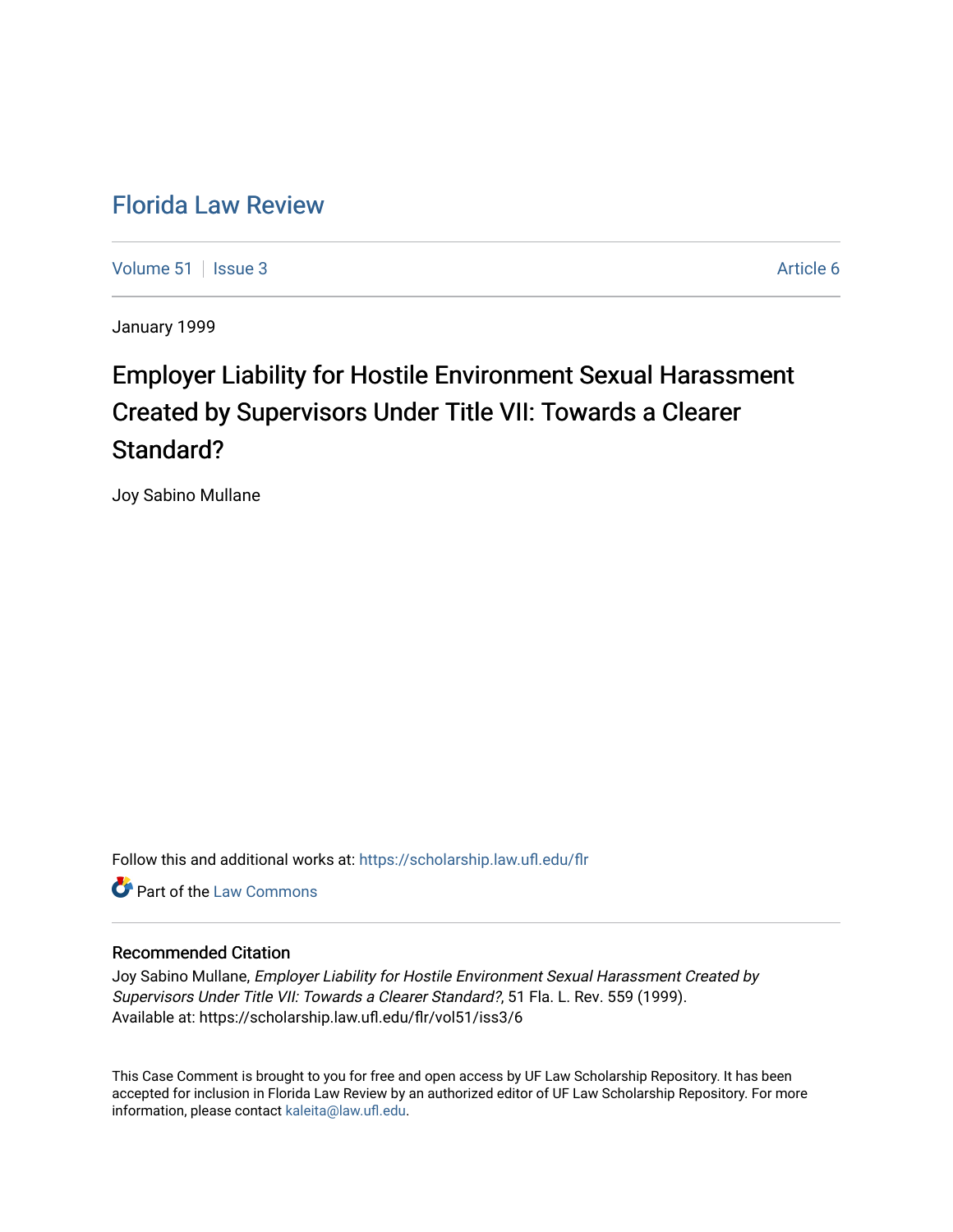# Florida Law Review

Volume 51 | Issue 3 | Article 6

January 1999

## Employer Liability for Hostile Environment Sexual Harassment Created by Supervisors Under Title VII: Towards a Clearer Standard?

Joy Sabino Mullane

Follow this and additional works at: https://scholarship.law.ufl.edu/flr

Part of the Law Commons

### Recommended Citation

Joy Sabino Mullane, *Employer Liability for Hostile Environment Sexual Harassment Created by Supervisors Under Title VII: Towards a Clearer Standard?*, 51 Fla. L. Rev. 559 (1999).
Available at: https://scholarship.law.ufl.edu/flr/vol51/iss3/6

This Case Comment is brought to you for free and open access by UF Law Scholarship Repository. It has been accepted for inclusion in Florida Law Review by an authorized editor of UF Law Scholarship Repository. For more information, please contact kaleita@law.ufl.edu.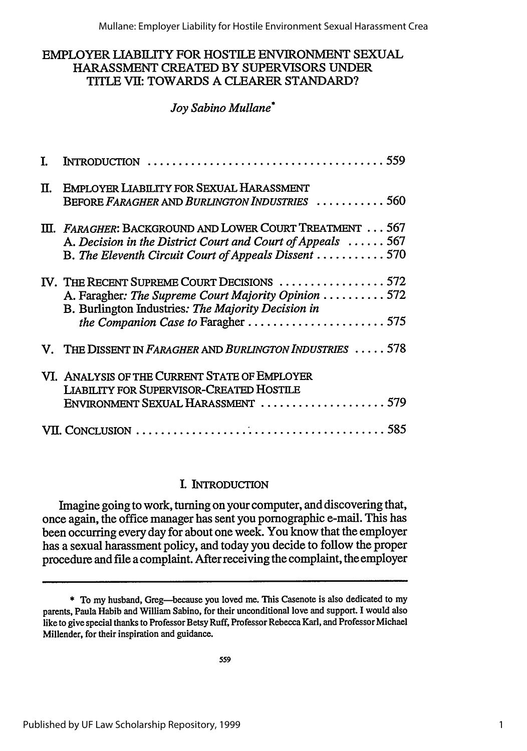# EMPLOYER LIABILITY FOR HOSTILE ENVIRONMENT SEXUAL HARASSMENT CREATED BY SUPERVISORS UNDER TITLE VII: TOWARDS A CLEARER STANDARD?

*Joy Sabino Mullane*[*]

| | | |
|---|---|---|
| I. | INTRODUCTION | 559 |
| II. | EMPLOYER LIABILITY FOR SEXUAL HARASSMENT BEFORE *FARAGHER* AND *BURLINGTON INDUSTRIES* | 560 |
| III. | *FARAGHER*: BACKGROUND AND LOWER COURT TREATMENT | 567 |
| | A. *Decision in the District Court and Court of Appeals* | 567 |
| | B. *The Eleventh Circuit Court of Appeals Dissent* | 570 |
| IV. | THE RECENT SUPREME COURT DECISIONS | 572 |
| | A. Faragher*: The Supreme Court Majority Opinion* | 572 |
| | B. Burlington Industries*: The Majority Decision in the Companion Case to* Faragher | 575 |
| V. | THE DISSENT IN *FARAGHER* AND *BURLINGTON INDUSTRIES* | 578 |
| VI. | ANALYSIS OF THE CURRENT STATE OF EMPLOYER LIABILITY FOR SUPERVISOR-CREATED HOSTILE ENVIRONMENT SEXUAL HARASSMENT | 579 |
| VII. | CONCLUSION | 585 |

## I. INTRODUCTION

Imagine going to work, turning on your computer, and discovering that, once again, the office manager has sent you pornographic e-mail. This has been occurring every day for about one week. You know that the employer has a sexual harassment policy, and today you decide to follow the proper procedure and file a complaint. After receiving the complaint, the employer

---

[*] To my husband, Greg—because you loved me. This Casenote is also dedicated to my parents, Paula Habib and William Sabino, for their unconditional love and support. I would also like to give special thanks to Professor Betsy Ruff, Professor Rebecca Karl, and Professor Michael Millender, for their inspiration and guidance.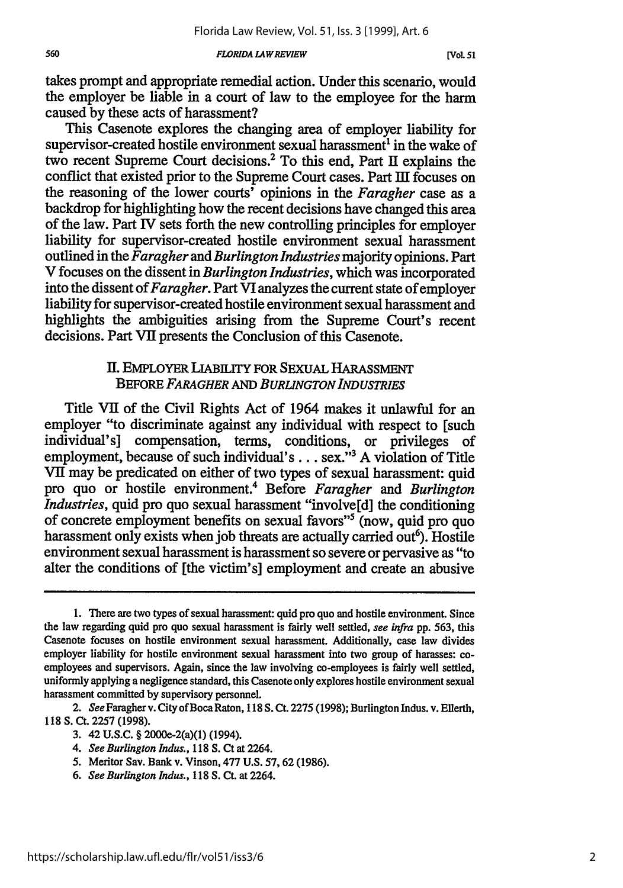takes prompt and appropriate remedial action. Under this scenario, would the employer be liable in a court of law to the employee for the harm caused by these acts of harassment?

This Casenote explores the changing area of employer liability for supervisor-created hostile environment sexual harassment[1] in the wake of two recent Supreme Court decisions.[2] To this end, Part II explains the conflict that existed prior to the Supreme Court cases. Part III focuses on the reasoning of the lower courts' opinions in the *Faragher* case as a backdrop for highlighting how the recent decisions have changed this area of the law. Part IV sets forth the new controlling principles for employer liability for supervisor-created hostile environment sexual harassment outlined in the *Faragher* and *Burlington Industries* majority opinions. Part V focuses on the dissent in *Burlington Industries*, which was incorporated into the dissent of *Faragher*. Part VI analyzes the current state of employer liability for supervisor-created hostile environment sexual harassment and highlights the ambiguities arising from the Supreme Court's recent decisions. Part VII presents the Conclusion of this Casenote.

## II. EMPLOYER LIABILITY FOR SEXUAL HARASSMENT BEFORE *FARAGHER* AND *BURLINGTON INDUSTRIES*

Title VII of the Civil Rights Act of 1964 makes it unlawful for an employer "to discriminate against any individual with respect to [such individual's] compensation, terms, conditions, or privileges of employment, because of such individual's . . . sex."[3] A violation of Title VII may be predicated on either of two types of sexual harassment: quid pro quo or hostile environment.[4] Before *Faragher* and *Burlington Industries*, quid pro quo sexual harassment "involve[d] the conditioning of concrete employment benefits on sexual favors"[5] (now, quid pro quo harassment only exists when job threats are actually carried out[6]). Hostile environment sexual harassment is harassment so severe or pervasive as "to alter the conditions of [the victim's] employment and create an abusive

---

1. There are two types of sexual harassment: quid pro quo and hostile environment. Since the law regarding quid pro quo sexual harassment is fairly well settled, *see infra* pp. 563, this Casenote focuses on hostile environment sexual harassment. Additionally, case law divides employer liability for hostile environment sexual harassment into two group of harasses: co-employees and supervisors. Again, since the law involving co-employees is fairly well settled, uniformly applying a negligence standard, this Casenote only explores hostile environment sexual harassment committed by supervisory personnel.

2. *See* Faragher v. City of Boca Raton, 118 S. Ct. 2275 (1998); Burlington Indus. v. Ellerth, 118 S. Ct. 2257 (1998).

3. 42 U.S.C. § 2000e-2(a)(1) (1994).

4. *See Burlington Indus.*, 118 S. Ct at 2264.

5. Meritor Sav. Bank v. Vinson, 477 U.S. 57, 62 (1986).

6. *See Burlington Indus.*, 118 S. Ct. at 2264.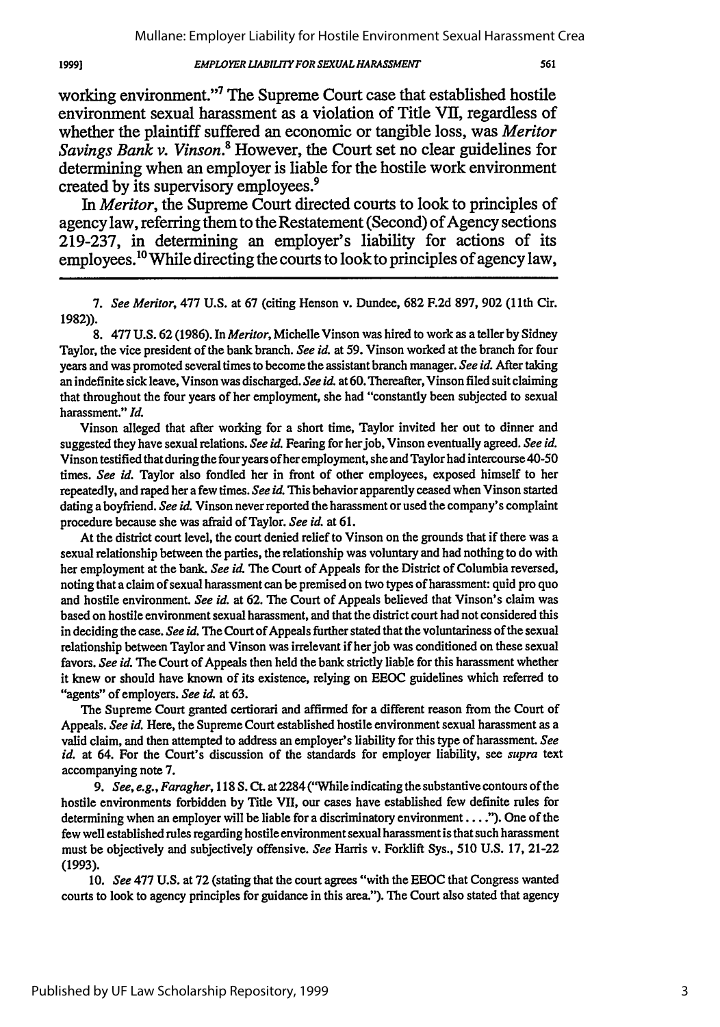working environment."[7] The Supreme Court case that established hostile environment sexual harassment as a violation of Title VII, regardless of whether the plaintiff suffered an economic or tangible loss, was *Meritor Savings Bank v. Vinson*.[8] However, the Court set no clear guidelines for determining when an employer is liable for the hostile work environment created by its supervisory employees.[9]

In *Meritor*, the Supreme Court directed courts to look to principles of agency law, referring them to the Restatement (Second) of Agency sections 219-237, in determining an employer's liability for actions of its employees.[10] While directing the courts to look to principles of agency law,

---

7. *See Meritor*, 477 U.S. at 67 (citing Henson v. Dundee, 682 F.2d 897, 902 (11th Cir. 1982)).

8. 477 U.S. 62 (1986). In *Meritor*, Michelle Vinson was hired to work as a teller by Sidney Taylor, the vice president of the bank branch. *See id.* at 59. Vinson worked at the branch for four years and was promoted several times to become the assistant branch manager. *See id.* After taking an indefinite sick leave, Vinson was discharged. *See id.* at 60. Thereafter, Vinson filed suit claiming that throughout the four years of her employment, she had "constantly been subjected to sexual harassment." *Id.*

Vinson alleged that after working for a short time, Taylor invited her out to dinner and suggested they have sexual relations. *See id.* Fearing for her job, Vinson eventually agreed. *See id.* Vinson testified that during the four years of her employment, she and Taylor had intercourse 40-50 times. *See id.* Taylor also fondled her in front of other employees, exposed himself to her repeatedly, and raped her a few times. *See id.* This behavior apparently ceased when Vinson started dating a boyfriend. *See id.* Vinson never reported the harassment or used the company's complaint procedure because she was afraid of Taylor. *See id.* at 61.

At the district court level, the court denied relief to Vinson on the grounds that if there was a sexual relationship between the parties, the relationship was voluntary and had nothing to do with her employment at the bank. *See id.* The Court of Appeals for the District of Columbia reversed, noting that a claim of sexual harassment can be premised on two types of harassment: quid pro quo and hostile environment. *See id.* at 62. The Court of Appeals believed that Vinson's claim was based on hostile environment sexual harassment, and that the district court had not considered this in deciding the case. *See id.* The Court of Appeals further stated that the voluntariness of the sexual relationship between Taylor and Vinson was irrelevant if her job was conditioned on these sexual favors. *See id.* The Court of Appeals then held the bank strictly liable for this harassment whether it knew or should have known of its existence, relying on EEOC guidelines which referred to "agents" of employers. *See id.* at 63.

The Supreme Court granted certiorari and affirmed for a different reason from the Court of Appeals. *See id.* Here, the Supreme Court established hostile environment sexual harassment as a valid claim, and then attempted to address an employer's liability for this type of harassment. *See id.* at 64. For the Court's discussion of the standards for employer liability, see *supra* text accompanying note 7.

9. *See, e.g.*, *Faragher*, 118 S. Ct. at 2284 ("While indicating the substantive contours of the hostile environments forbidden by Title VII, our cases have established few definite rules for determining when an employer will be liable for a discriminatory environment . . . ."). One of the few well established rules regarding hostile environment sexual harassment is that such harassment must be objectively and subjectively offensive. *See* Harris v. Forklift Sys., 510 U.S. 17, 21-22 (1993).

10. *See* 477 U.S. at 72 (stating that the court agrees "with the EEOC that Congress wanted courts to look to agency principles for guidance in this area."). The Court also stated that agency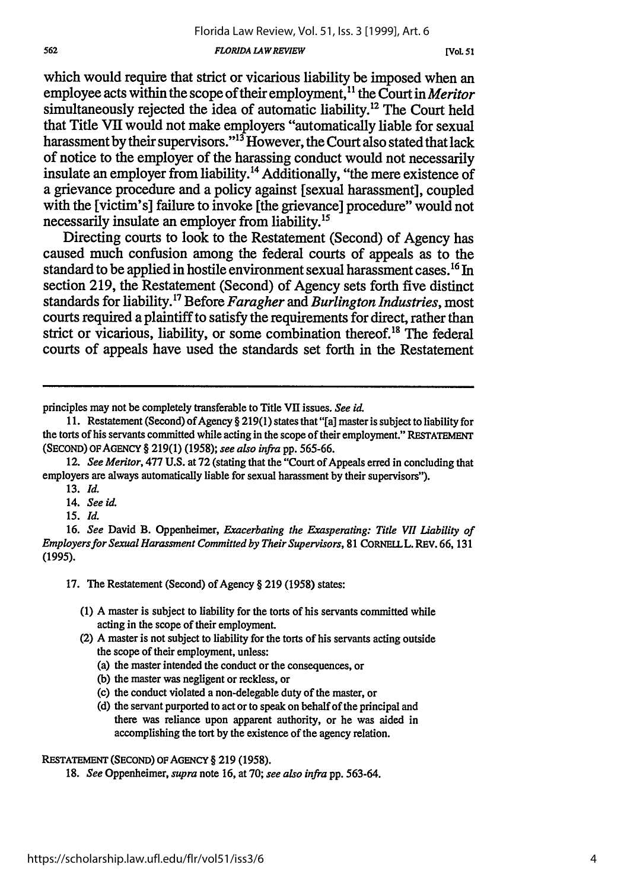which would require that strict or vicarious liability be imposed when an employee acts within the scope of their employment,[11] the Court in *Meritor* simultaneously rejected the idea of automatic liability.[12] The Court held that Title VII would not make employers "automatically liable for sexual harassment by their supervisors."[13] However, the Court also stated that lack of notice to the employer of the harassing conduct would not necessarily insulate an employer from liability.[14] Additionally, "the mere existence of a grievance procedure and a policy against [sexual harassment], coupled with the [victim's] failure to invoke [the grievance] procedure" would not necessarily insulate an employer from liability.[15]

Directing courts to look to the Restatement (Second) of Agency has caused much confusion among the federal courts of appeals as to the standard to be applied in hostile environment sexual harassment cases.[16] In section 219, the Restatement (Second) of Agency sets forth five distinct standards for liability.[17] Before *Faragher* and *Burlington Industries*, most courts required a plaintiff to satisfy the requirements for direct, rather than strict or vicarious, liability, or some combination thereof.[18] The federal courts of appeals have used the standards set forth in the Restatement

---

principles may not be completely transferable to Title VII issues. *See id.*

11. Restatement (Second) of Agency § 219(1) states that "[a] master is subject to liability for the torts of his servants committed while acting in the scope of their employment." RESTATEMENT (SECOND) OF AGENCY § 219(1) (1958); *see also infra* pp. 565-66.

12. *See Meritor*, 477 U.S. at 72 (stating that the "Court of Appeals erred in concluding that employers are always automatically liable for sexual harassment by their supervisors").

13. *Id.*

14. *See id.*

15. *Id.*

16. *See* David B. Oppenheimer, *Exacerbating the Exasperating: Title VII Liability of Employers for Sexual Harassment Committed by Their Supervisors*, 81 CORNELL L. REV. 66, 131 (1995).

17. The Restatement (Second) of Agency § 219 (1958) states:

> (1) A master is subject to liability for the torts of his servants committed while acting in the scope of their employment.
>
> (2) A master is not subject to liability for the torts of his servants acting outside the scope of their employment, unless:
>
> (a) the master intended the conduct or the consequences, or
>
> (b) the master was negligent or reckless, or
>
> (c) the conduct violated a non-delegable duty of the master, or
>
> (d) the servant purported to act or to speak on behalf of the principal and there was reliance upon apparent authority, or he was aided in accomplishing the tort by the existence of the agency relation.

RESTATEMENT (SECOND) OF AGENCY § 219 (1958).

18. *See* Oppenheimer, *supra* note 16, at 70; *see also infra* pp. 563-64.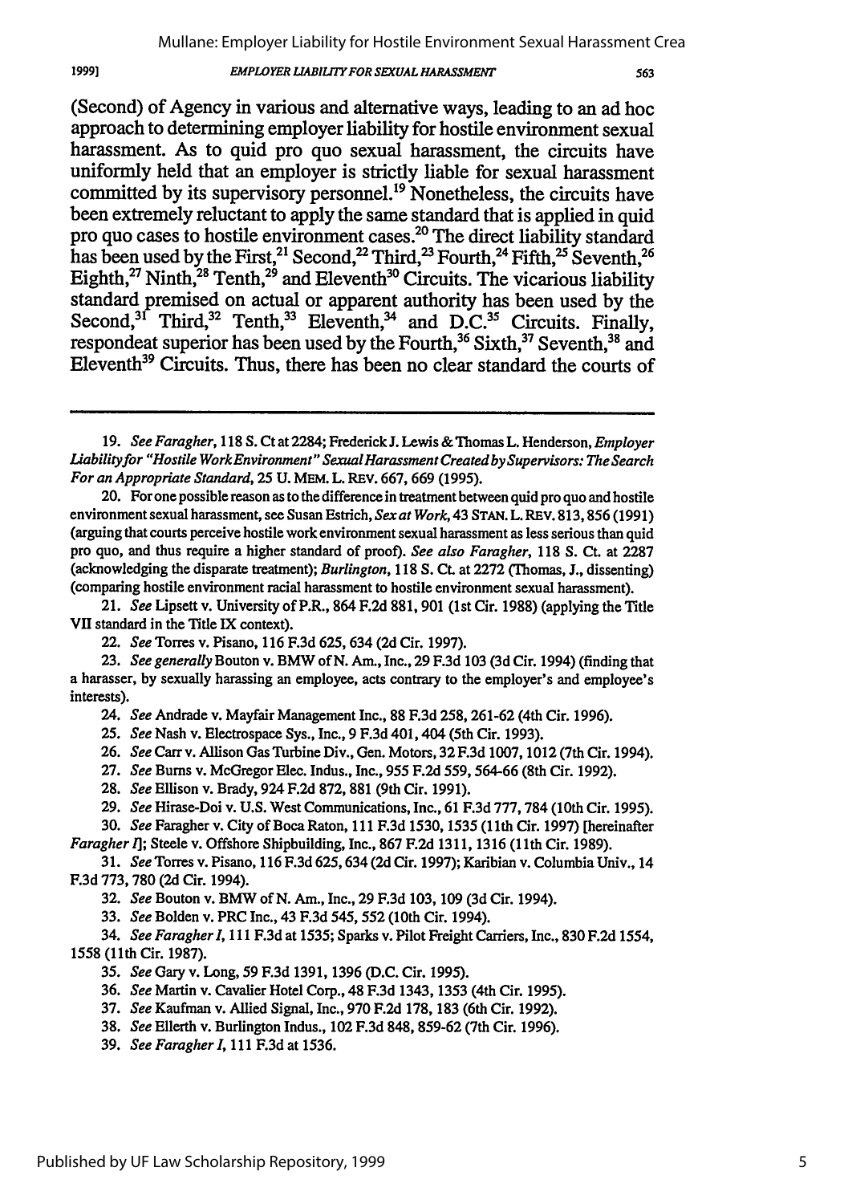(Second) of Agency in various and alternative ways, leading to an ad hoc approach to determining employer liability for hostile environment sexual harassment. As to quid pro quo sexual harassment, the circuits have uniformly held that an employer is strictly liable for sexual harassment committed by its supervisory personnel.[19] Nonetheless, the circuits have been extremely reluctant to apply the same standard that is applied in quid pro quo cases to hostile environment cases.[20] The direct liability standard has been used by the First,[21] Second,[22] Third,[23] Fourth,[24] Fifth,[25] Seventh,[26] Eighth,[27] Ninth,[28] Tenth,[29] and Eleventh[30] Circuits. The vicarious liability standard premised on actual or apparent authority has been used by the Second,[31] Third,[32] Tenth,[33] Eleventh,[34] and D.C.[35] Circuits. Finally, respondeat superior has been used by the Fourth,[36] Sixth,[37] Seventh,[38] and Eleventh[39] Circuits. Thus, there has been no clear standard the courts of

---

19. *See Faragher*, 118 S. Ct at 2284; Frederick J. Lewis & Thomas L. Henderson, *Employer Liability for "Hostile Work Environment" Sexual Harassment Created by Supervisors: The Search For an Appropriate Standard*, 25 U. MEM. L. REV. 667, 669 (1995).

20. For one possible reason as to the difference in treatment between quid pro quo and hostile environment sexual harassment, see Susan Estrich, *Sex at Work*, 43 STAN. L. REV. 813, 856 (1991) (arguing that courts perceive hostile work environment sexual harassment as less serious than quid pro quo, and thus require a higher standard of proof). *See also Faragher*, 118 S. Ct. at 2287 (acknowledging the disparate treatment); *Burlington*, 118 S. Ct. at 2272 (Thomas, J., dissenting) (comparing hostile environment racial harassment to hostile environment sexual harassment).

21. *See* Lipsett v. University of P.R., 864 F.2d 881, 901 (1st Cir. 1988) (applying the Title VII standard in the Title IX context).

22. *See* Torres v. Pisano, 116 F.3d 625, 634 (2d Cir. 1997).

23. *See generally* Bouton v. BMW of N. Am., Inc., 29 F.3d 103 (3d Cir. 1994) (finding that a harasser, by sexually harassing an employee, acts contrary to the employer's and employee's interests).

24. *See* Andrade v. Mayfair Management Inc., 88 F.3d 258, 261-62 (4th Cir. 1996).

25. *See* Nash v. Electrospace Sys., Inc., 9 F.3d 401, 404 (5th Cir. 1993).

26. *See* Carr v. Allison Gas Turbine Div., Gen. Motors, 32 F.3d 1007, 1012 (7th Cir. 1994).

27. *See* Burns v. McGregor Elec. Indus., Inc., 955 F.2d 559, 564-66 (8th Cir. 1992).

28. *See* Ellison v. Brady, 924 F.2d 872, 881 (9th Cir. 1991).

29. *See* Hirase-Doi v. U.S. West Communications, Inc., 61 F.3d 777, 784 (10th Cir. 1995).

30. *See* Faragher v. City of Boca Raton, 111 F.3d 1530, 1535 (11th Cir. 1997) [hereinafter *Faragher I*]; Steele v. Offshore Shipbuilding, Inc., 867 F.2d 1311, 1316 (11th Cir. 1989).

31. *See* Torres v. Pisano, 116 F.3d 625, 634 (2d Cir. 1997); Karibian v. Columbia Univ., 14 F.3d 773, 780 (2d Cir. 1994).

32. *See* Bouton v. BMW of N. Am., Inc., 29 F.3d 103, 109 (3d Cir. 1994).

33. *See* Bolden v. PRC Inc., 43 F.3d 545, 552 (10th Cir. 1994).

34. *See Faragher I*, 111 F.3d at 1535; Sparks v. Pilot Freight Carriers, Inc., 830 F.2d 1554, 1558 (11th Cir. 1987).

35. *See* Gary v. Long, 59 F.3d 1391, 1396 (D.C. Cir. 1995).

36. *See* Martin v. Cavalier Hotel Corp., 48 F.3d 1343, 1353 (4th Cir. 1995).

37. *See* Kaufman v. Allied Signal, Inc., 970 F.2d 178, 183 (6th Cir. 1992).

38. *See* Ellerth v. Burlington Indus., 102 F.3d 848, 859-62 (7th Cir. 1996).

39. *See Faragher I*, 111 F.3d at 1536.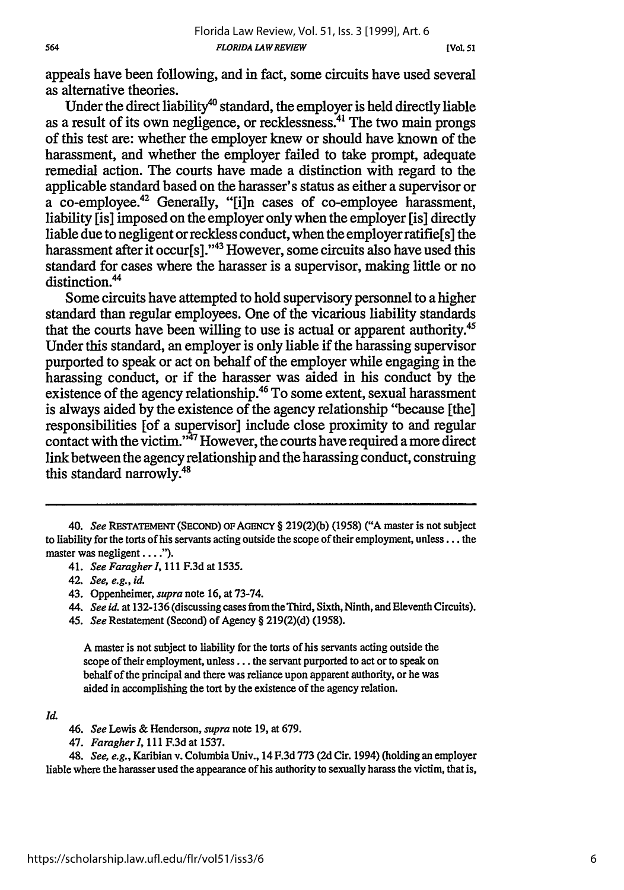appeals have been following, and in fact, some circuits have used several as alternative theories.

Under the direct liability[40] standard, the employer is held directly liable as a result of its own negligence, or recklessness.[41] The two main prongs of this test are: whether the employer knew or should have known of the harassment, and whether the employer failed to take prompt, adequate remedial action. The courts have made a distinction with regard to the applicable standard based on the harasser's status as either a supervisor or a co-employee.[42] Generally, "[i]n cases of co-employee harassment, liability [is] imposed on the employer only when the employer [is] directly liable due to negligent or reckless conduct, when the employer ratifie[s] the harassment after it occur[s]."[43] However, some circuits also have used this standard for cases where the harasser is a supervisor, making little or no distinction.[44]

Some circuits have attempted to hold supervisory personnel to a higher standard than regular employees. One of the vicarious liability standards that the courts have been willing to use is actual or apparent authority.[45] Under this standard, an employer is only liable if the harassing supervisor purported to speak or act on behalf of the employer while engaging in the harassing conduct, or if the harasser was aided in his conduct by the existence of the agency relationship.[46] To some extent, sexual harassment is always aided by the existence of the agency relationship "because [the] responsibilities [of a supervisor] include close proximity to and regular contact with the victim."[47] However, the courts have required a more direct link between the agency relationship and the harassing conduct, construing this standard narrowly.[48]

---

40. *See* RESTATEMENT (SECOND) OF AGENCY § 219(2)(b) (1958) ("A master is not subject to liability for the torts of his servants acting outside the scope of their employment, unless . . . the master was negligent . . . .").

41. *See Faragher I*, 111 F.3d at 1535.

42. *See, e.g., id.*

43. Oppenheimer, *supra* note 16, at 73-74.

44. *See id.* at 132-136 (discussing cases from the Third, Sixth, Ninth, and Eleventh Circuits).

45. *See* Restatement (Second) of Agency § 219(2)(d) (1958).

> A master is not subject to liability for the torts of his servants acting outside the scope of their employment, unless . . . the servant purported to act or to speak on behalf of the principal and there was reliance upon apparent authority, or he was aided in accomplishing the tort by the existence of the agency relation.

*Id.*

46. *See* Lewis & Henderson, *supra* note 19, at 679.

47. *Faragher I*, 111 F.3d at 1537.

48. *See, e.g.*, Karibian v. Columbia Univ., 14 F.3d 773 (2d Cir. 1994) (holding an employer liable where the harasser used the appearance of his authority to sexually harass the victim, that is,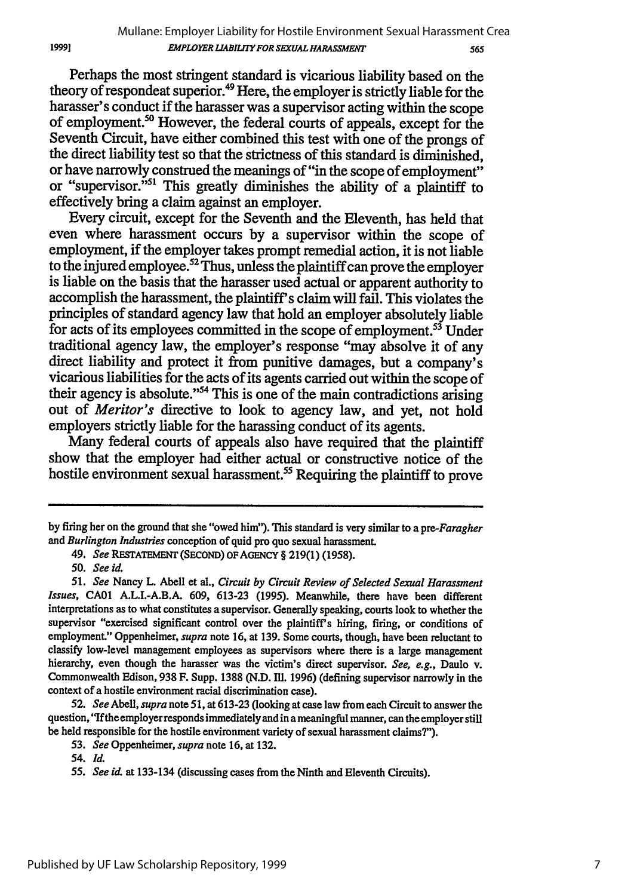Perhaps the most stringent standard is vicarious liability based on the theory of respondeat superior.[49] Here, the employer is strictly liable for the harasser's conduct if the harasser was a supervisor acting within the scope of employment.[50] However, the federal courts of appeals, except for the Seventh Circuit, have either combined this test with one of the prongs of the direct liability test so that the strictness of this standard is diminished, or have narrowly construed the meanings of "in the scope of employment" or "supervisor."[51] This greatly diminishes the ability of a plaintiff to effectively bring a claim against an employer.

Every circuit, except for the Seventh and the Eleventh, has held that even where harassment occurs by a supervisor within the scope of employment, if the employer takes prompt remedial action, it is not liable to the injured employee.[52] Thus, unless the plaintiff can prove the employer is liable on the basis that the harasser used actual or apparent authority to accomplish the harassment, the plaintiff's claim will fail. This violates the principles of standard agency law that hold an employer absolutely liable for acts of its employees committed in the scope of employment.[53] Under traditional agency law, the employer's response "may absolve it of any direct liability and protect it from punitive damages, but a company's vicarious liabilities for the acts of its agents carried out within the scope of their agency is absolute."[54] This is one of the main contradictions arising out of *Meritor's* directive to look to agency law, and yet, not hold employers strictly liable for the harassing conduct of its agents.

Many federal courts of appeals also have required that the plaintiff show that the employer had either actual or constructive notice of the hostile environment sexual harassment.[55] Requiring the plaintiff to prove

---

by firing her on the ground that she "owed him"). This standard is very similar to a pre-*Faragher* and *Burlington Industries* conception of quid pro quo sexual harassment.

49. *See* RESTATEMENT (SECOND) OF AGENCY § 219(1) (1958).

50. *See id.*

51. *See* Nancy L. Abell et al., *Circuit by Circuit Review of Selected Sexual Harassment Issues*, CA01 A.L.I.-A.B.A. 609, 613-23 (1995). Meanwhile, there have been different interpretations as to what constitutes a supervisor. Generally speaking, courts look to whether the supervisor "exercised significant control over the plaintiff's hiring, firing, or conditions of employment." Oppenheimer, *supra* note 16, at 139. Some courts, though, have been reluctant to classify low-level management employees as supervisors where there is a large management hierarchy, even though the harasser was the victim's direct supervisor. *See, e.g.*, Daulo v. Commonwealth Edison, 938 F. Supp. 1388 (N.D. Ill. 1996) (defining supervisor narrowly in the context of a hostile environment racial discrimination case).

52. *See* Abell, *supra* note 51, at 613-23 (looking at case law from each Circuit to answer the question, "If the employer responds immediately and in a meaningful manner, can the employer still be held responsible for the hostile environment variety of sexual harassment claims?").

53. *See* Oppenheimer, *supra* note 16, at 132.

54. *Id.*

55. *See id.* at 133-134 (discussing cases from the Ninth and Eleventh Circuits).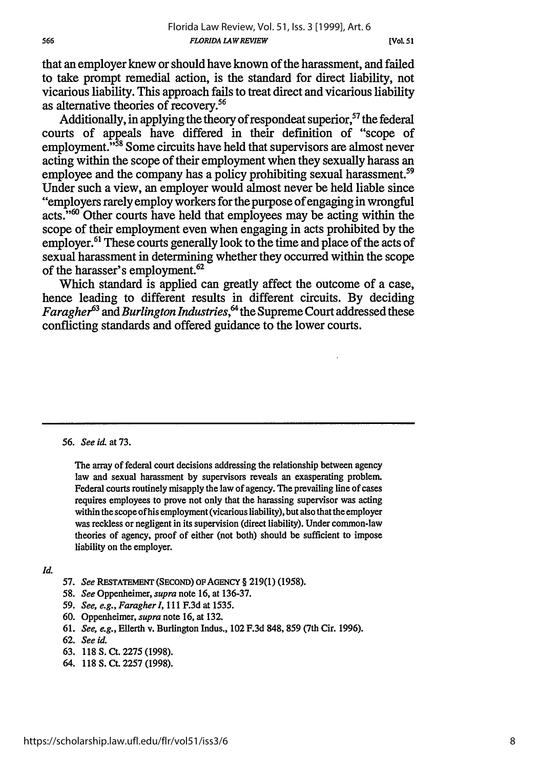that an employer knew or should have known of the harassment, and failed to take prompt remedial action, is the standard for direct liability, not vicarious liability. This approach fails to treat direct and vicarious liability as alternative theories of recovery.[56]

Additionally, in applying the theory of respondeat superior,[57] the federal courts of appeals have differed in their definition of "scope of employment."[58] Some circuits have held that supervisors are almost never acting within the scope of their employment when they sexually harass an employee and the company has a policy prohibiting sexual harassment.[59] Under such a view, an employer would almost never be held liable since "employers rarely employ workers for the purpose of engaging in wrongful acts."[60] Other courts have held that employees may be acting within the scope of their employment even when engaging in acts prohibited by the employer.[61] These courts generally look to the time and place of the acts of sexual harassment in determining whether they occurred within the scope of the harasser's employment.[62]

Which standard is applied can greatly affect the outcome of a case, hence leading to different results in different circuits. By deciding *Faragher*[63] and *Burlington Industries*,[64] the Supreme Court addressed these conflicting standards and offered guidance to the lower courts.

---

56. *See id.* at 73.

> The array of federal court decisions addressing the relationship between agency law and sexual harassment by supervisors reveals an exasperating problem. Federal courts routinely misapply the law of agency. The prevailing line of cases requires employees to prove not only that the harassing supervisor was acting within the scope of his employment (vicarious liability), but also that the employer was reckless or negligent in its supervision (direct liability). Under common-law theories of agency, proof of either (not both) should be sufficient to impose liability on the employer.

*Id.*

57. *See* RESTATEMENT (SECOND) OF AGENCY § 219(1) (1958).
58. *See* Oppenheimer, *supra* note 16, at 136-37.
59. *See, e.g.*, *Faragher I*, 111 F.3d at 1535.
60. Oppenheimer, *supra* note 16, at 132.
61. *See, e.g.*, Ellerth v. Burlington Indus., 102 F.3d 848, 859 (7th Cir. 1996).
62. *See id.*
63. 118 S. Ct. 2275 (1998).
64. 118 S. Ct. 2257 (1998).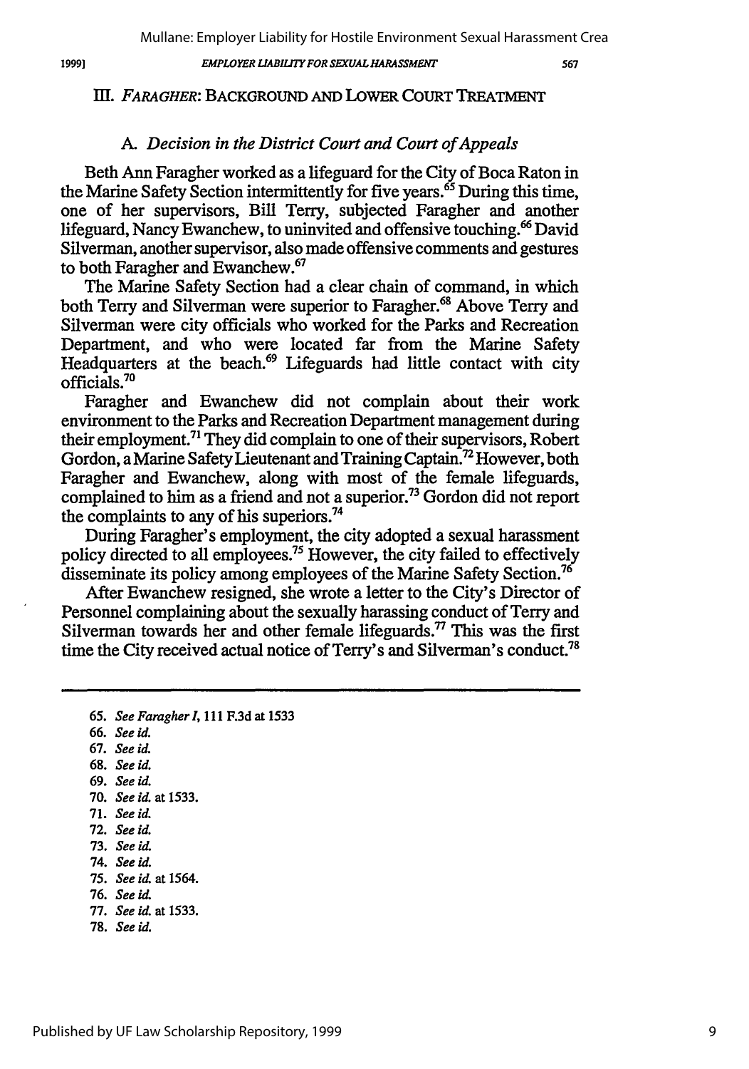## III. *FARAGHER*: BACKGROUND AND LOWER COURT TREATMENT

### A. *Decision in the District Court and Court of Appeals*

Beth Ann Faragher worked as a lifeguard for the City of Boca Raton in the Marine Safety Section intermittently for five years.[65] During this time, one of her supervisors, Bill Terry, subjected Faragher and another lifeguard, Nancy Ewanchew, to uninvited and offensive touching.[66] David Silverman, another supervisor, also made offensive comments and gestures to both Faragher and Ewanchew.[67]

The Marine Safety Section had a clear chain of command, in which both Terry and Silverman were superior to Faragher.[68] Above Terry and Silverman were city officials who worked for the Parks and Recreation Department, and who were located far from the Marine Safety Headquarters at the beach.[69] Lifeguards had little contact with city officials.[70]

Faragher and Ewanchew did not complain about their work environment to the Parks and Recreation Department management during their employment.[71] They did complain to one of their supervisors, Robert Gordon, a Marine Safety Lieutenant and Training Captain.[72] However, both Faragher and Ewanchew, along with most of the female lifeguards, complained to him as a friend and not a superior.[73] Gordon did not report the complaints to any of his superiors.[74]

During Faragher's employment, the city adopted a sexual harassment policy directed to all employees.[75] However, the city failed to effectively disseminate its policy among employees of the Marine Safety Section.[76]

After Ewanchew resigned, she wrote a letter to the City's Director of Personnel complaining about the sexually harassing conduct of Terry and Silverman towards her and other female lifeguards.[77] This was the first time the City received actual notice of Terry's and Silverman's conduct.[78]

---

65. *See Faragher I*, 111 F.3d at 1533
66. *See id.*
67. *See id.*
68. *See id.*
69. *See id.*
70. *See id.* at 1533.
71. *See id.*
72. *See id.*
73. *See id.*
74. *See id.*
75. *See id.* at 1564.
76. *See id.*
77. *See id.* at 1533.
78. *See id.*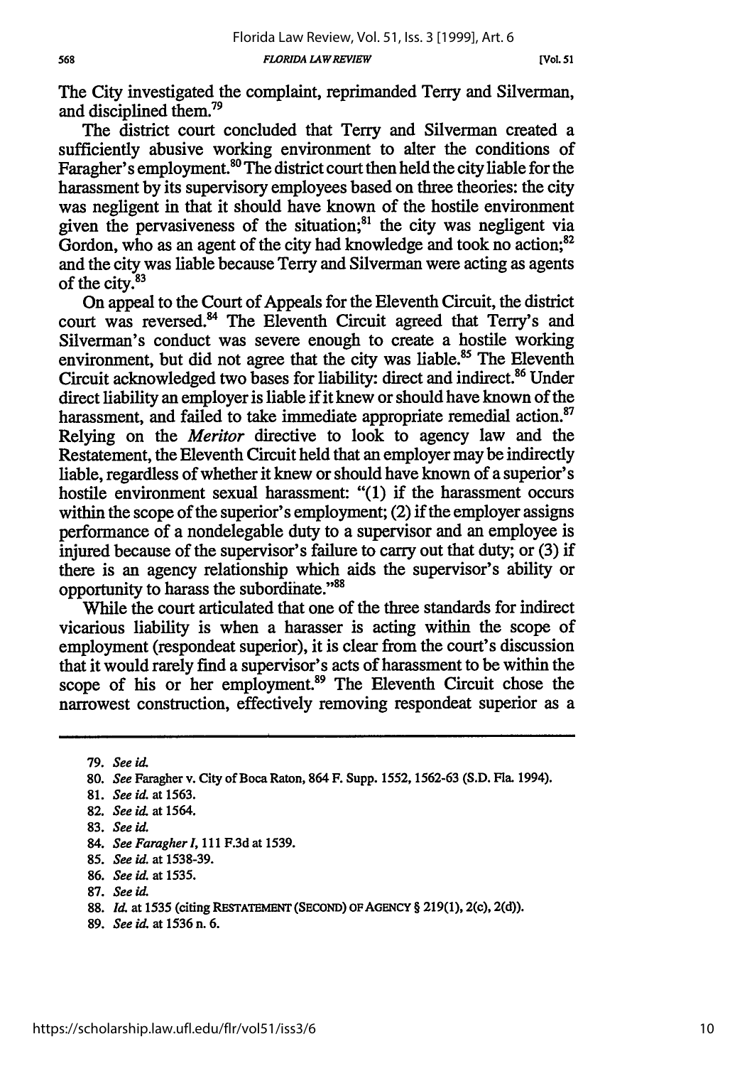The City investigated the complaint, reprimanded Terry and Silverman, and disciplined them.[79]

The district court concluded that Terry and Silverman created a sufficiently abusive working environment to alter the conditions of Faragher's employment.[80] The district court then held the city liable for the harassment by its supervisory employees based on three theories: the city was negligent in that it should have known of the hostile environment given the pervasiveness of the situation;[81] the city was negligent via Gordon, who as an agent of the city had knowledge and took no action;[82] and the city was liable because Terry and Silverman were acting as agents of the city.[83]

On appeal to the Court of Appeals for the Eleventh Circuit, the district court was reversed.[84] The Eleventh Circuit agreed that Terry's and Silverman's conduct was severe enough to create a hostile working environment, but did not agree that the city was liable.[85] The Eleventh Circuit acknowledged two bases for liability: direct and indirect.[86] Under direct liability an employer is liable if it knew or should have known of the harassment, and failed to take immediate appropriate remedial action.[87] Relying on the *Meritor* directive to look to agency law and the Restatement, the Eleventh Circuit held that an employer may be indirectly liable, regardless of whether it knew or should have known of a superior's hostile environment sexual harassment: "(1) if the harassment occurs within the scope of the superior's employment; (2) if the employer assigns performance of a nondelegable duty to a supervisor and an employee is injured because of the supervisor's failure to carry out that duty; or (3) if there is an agency relationship which aids the supervisor's ability or opportunity to harass the subordinate."[88]

While the court articulated that one of the three standards for indirect vicarious liability is when a harasser is acting within the scope of employment (respondeat superior), it is clear from the court's discussion that it would rarely find a supervisor's acts of harassment to be within the scope of his or her employment.[89] The Eleventh Circuit chose the narrowest construction, effectively removing respondeat superior as a

---

79. *See id.*

80. *See* Faragher v. City of Boca Raton, 864 F. Supp. 1552, 1562-63 (S.D. Fla. 1994).

81. *See id.* at 1563.

82. *See id.* at 1564.

83. *See id.*

84. *See Faragher I*, 111 F.3d at 1539.

85. *See id.* at 1538-39.

86. *See id.* at 1535.

87. *See id.*

88. *Id.* at 1535 (citing RESTATEMENT (SECOND) OF AGENCY § 219(1), 2(c), 2(d)).

89. *See id.* at 1536 n. 6.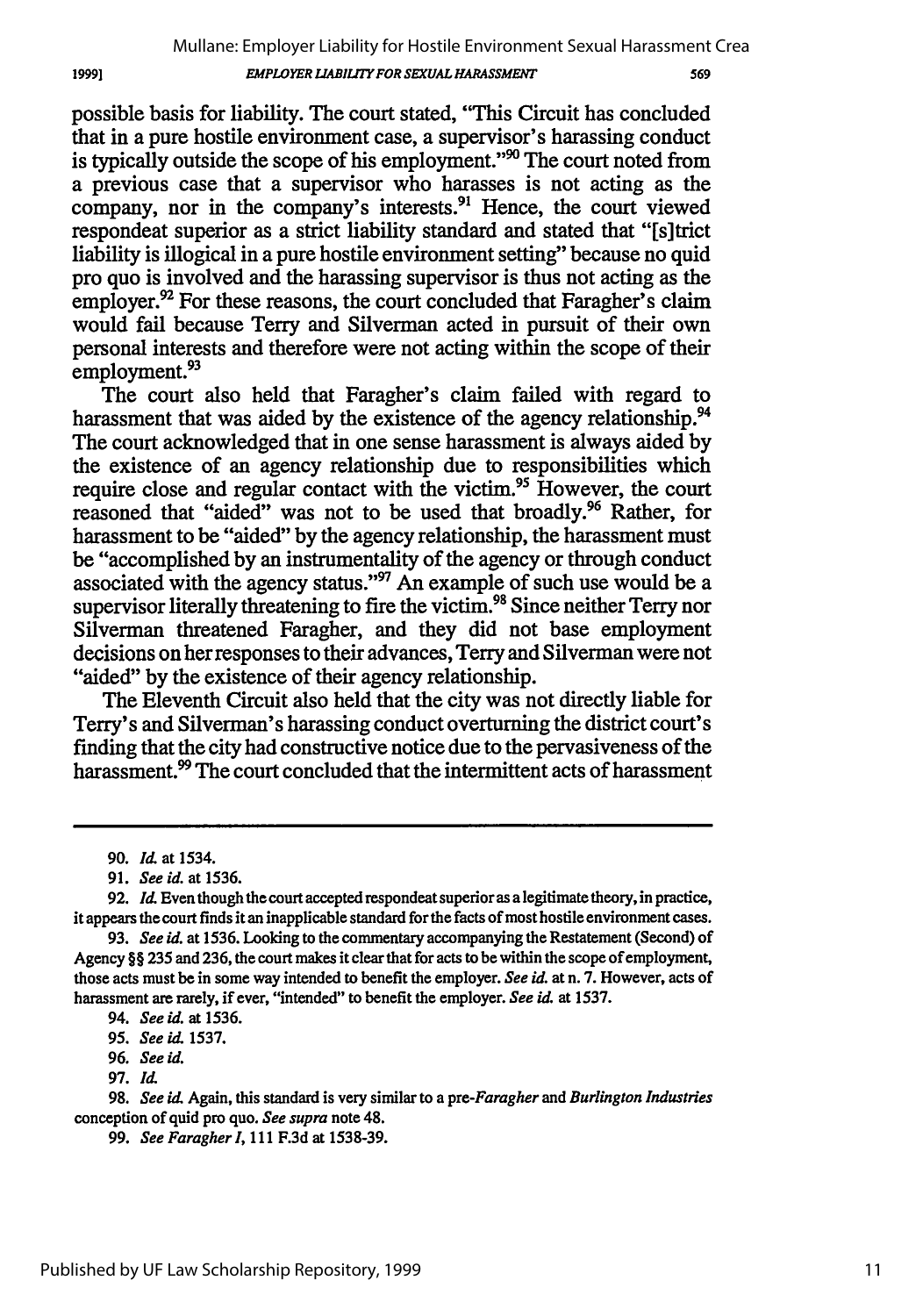possible basis for liability. The court stated, "This Circuit has concluded that in a pure hostile environment case, a supervisor's harassing conduct is typically outside the scope of his employment."[90] The court noted from a previous case that a supervisor who harasses is not acting as the company, nor in the company's interests.[91] Hence, the court viewed respondeat superior as a strict liability standard and stated that "[s]trict liability is illogical in a pure hostile environment setting" because no quid pro quo is involved and the harassing supervisor is thus not acting as the employer.[92] For these reasons, the court concluded that Faragher's claim would fail because Terry and Silverman acted in pursuit of their own personal interests and therefore were not acting within the scope of their employment.[93]

The court also held that Faragher's claim failed with regard to harassment that was aided by the existence of the agency relationship.[94] The court acknowledged that in one sense harassment is always aided by the existence of an agency relationship due to responsibilities which require close and regular contact with the victim.[95] However, the court reasoned that "aided" was not to be used that broadly.[96] Rather, for harassment to be "aided" by the agency relationship, the harassment must be "accomplished by an instrumentality of the agency or through conduct associated with the agency status."[97] An example of such use would be a supervisor literally threatening to fire the victim.[98] Since neither Terry nor Silverman threatened Faragher, and they did not base employment decisions on her responses to their advances, Terry and Silverman were not "aided" by the existence of their agency relationship.

The Eleventh Circuit also held that the city was not directly liable for Terry's and Silverman's harassing conduct overturning the district court's finding that the city had constructive notice due to the pervasiveness of the harassment.[99] The court concluded that the intermittent acts of harassment

---

90. *Id.* at 1534.

91. *See id.* at 1536.

92. *Id.* Even though the court accepted respondeat superior as a legitimate theory, in practice, it appears the court finds it an inapplicable standard for the facts of most hostile environment cases.

93. *See id.* at 1536. Looking to the commentary accompanying the Restatement (Second) of Agency §§ 235 and 236, the court makes it clear that for acts to be within the scope of employment, those acts must be in some way intended to benefit the employer. *See id.* at n. 7. However, acts of harassment are rarely, if ever, "intended" to benefit the employer. *See id.* at 1537.

94. *See id.* at 1536.

95. *See id.* 1537.

96. *See id.*

97. *Id.*

98. *See id.* Again, this standard is very similar to a pre-*Faragher* and *Burlington Industries* conception of quid pro quo. *See supra* note 48.

99. *See Faragher I*, 111 F.3d at 1538-39.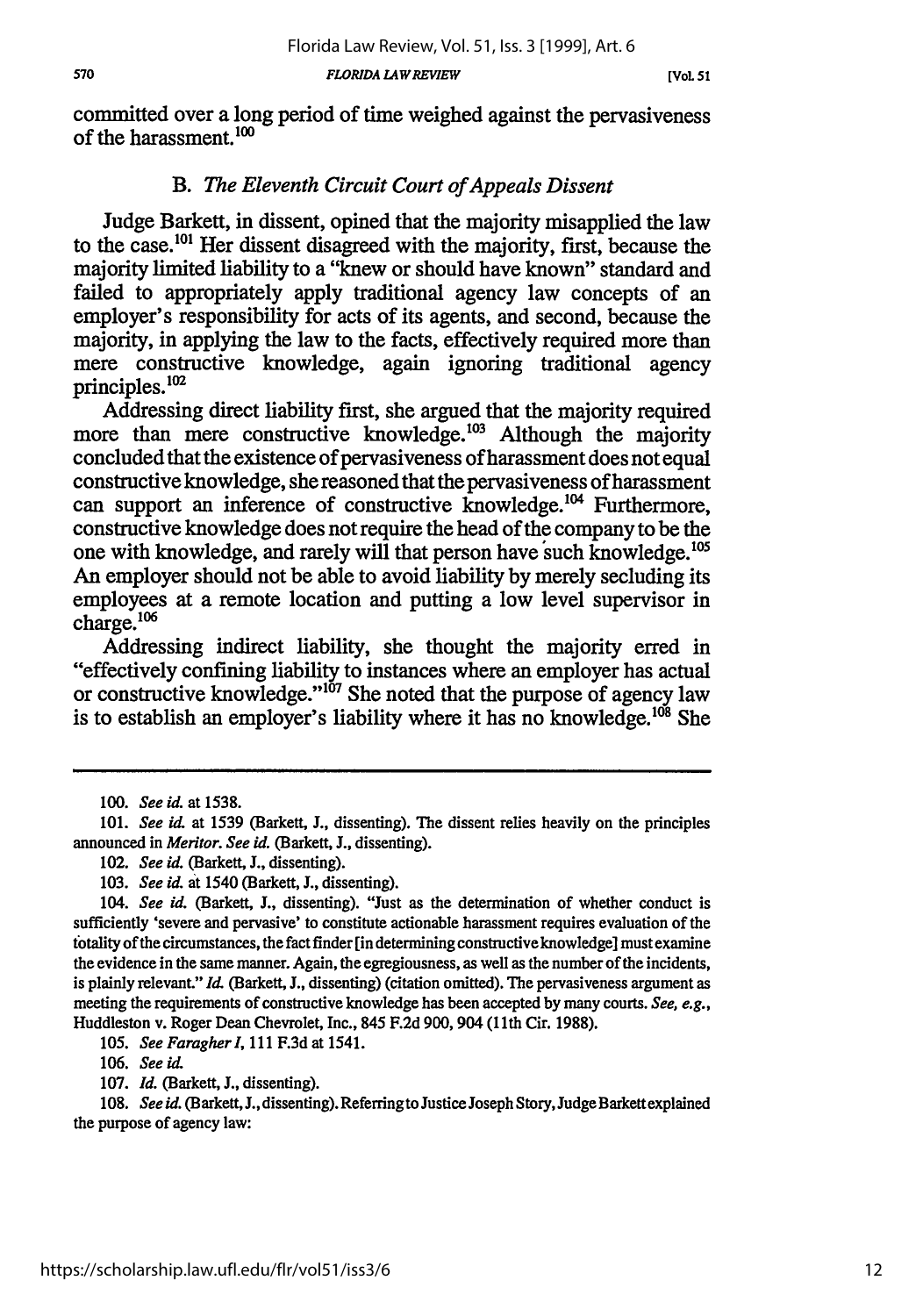committed over a long period of time weighed against the pervasiveness of the harassment.[100]

### B. *The Eleventh Circuit Court of Appeals Dissent*

Judge Barkett, in dissent, opined that the majority misapplied the law to the case.[101] Her dissent disagreed with the majority, first, because the majority limited liability to a "knew or should have known" standard and failed to appropriately apply traditional agency law concepts of an employer's responsibility for acts of its agents, and second, because the majority, in applying the law to the facts, effectively required more than mere constructive knowledge, again ignoring traditional agency principles.[102]

Addressing direct liability first, she argued that the majority required more than mere constructive knowledge.[103] Although the majority concluded that the existence of pervasiveness of harassment does not equal constructive knowledge, she reasoned that the pervasiveness of harassment can support an inference of constructive knowledge.[104] Furthermore, constructive knowledge does not require the head of the company to be the one with knowledge, and rarely will that person have such knowledge.[105] An employer should not be able to avoid liability by merely secluding its employees at a remote location and putting a low level supervisor in charge.[106]

Addressing indirect liability, she thought the majority erred in "effectively confining liability to instances where an employer has actual or constructive knowledge."[107] She noted that the purpose of agency law is to establish an employer's liability where it has no knowledge.[108] She

---

100. *See id.* at 1538.

101. *See id.* at 1539 (Barkett, J., dissenting). The dissent relies heavily on the principles announced in *Meritor*. *See id.* (Barkett, J., dissenting).

102. *See id.* (Barkett, J., dissenting).

103. *See id.* at 1540 (Barkett, J., dissenting).

104. *See id.* (Barkett, J., dissenting). "Just as the determination of whether conduct is sufficiently 'severe and pervasive' to constitute actionable harassment requires evaluation of the totality of the circumstances, the fact finder [in determining constructive knowledge] must examine the evidence in the same manner. Again, the egregiousness, as well as the number of the incidents, is plainly relevant." *Id.* (Barkett, J., dissenting) (citation omitted). The pervasiveness argument as meeting the requirements of constructive knowledge has been accepted by many courts. *See, e.g.*, Huddleston v. Roger Dean Chevrolet, Inc., 845 F.2d 900, 904 (11th Cir. 1988).

105. *See Faragher I*, 111 F.3d at 1541.

106. *See id.*

107. *Id.* (Barkett, J., dissenting).

108. *See id.* (Barkett, J., dissenting). Referring to Justice Joseph Story, Judge Barkett explained the purpose of agency law: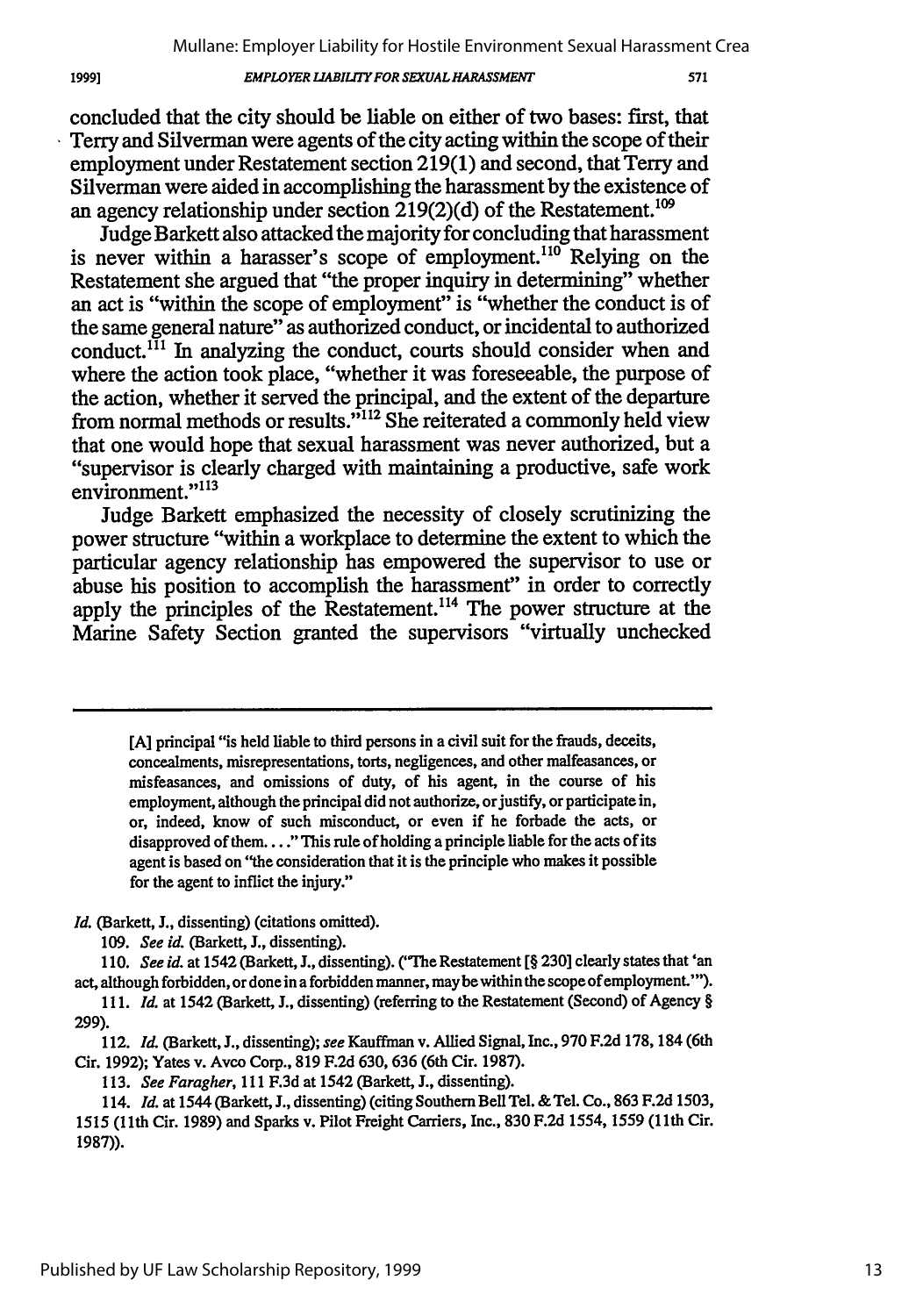concluded that the city should be liable on either of two bases: first, that Terry and Silverman were agents of the city acting within the scope of their employment under Restatement section 219(1) and second, that Terry and Silverman were aided in accomplishing the harassment by the existence of an agency relationship under section 219(2)(d) of the Restatement.[109]

Judge Barkett also attacked the majority for concluding that harassment is never within a harasser's scope of employment.[110] Relying on the Restatement she argued that "the proper inquiry in determining" whether an act is "within the scope of employment" is "whether the conduct is of the same general nature" as authorized conduct, or incidental to authorized conduct.[111] In analyzing the conduct, courts should consider when and where the action took place, "whether it was foreseeable, the purpose of the action, whether it served the principal, and the extent of the departure from normal methods or results."[112] She reiterated a commonly held view that one would hope that sexual harassment was never authorized, but a "supervisor is clearly charged with maintaining a productive, safe work environment."[113]

Judge Barkett emphasized the necessity of closely scrutinizing the power structure "within a workplace to determine the extent to which the particular agency relationship has empowered the supervisor to use or abuse his position to accomplish the harassment" in order to correctly apply the principles of the Restatement.[114] The power structure at the Marine Safety Section granted the supervisors "virtually unchecked

---

> [A] principal "is held liable to third persons in a civil suit for the frauds, deceits, concealments, misrepresentations, torts, negligences, and other malfeasances, or misfeasances, and omissions of duty, of his agent, in the course of his employment, although the principal did not authorize, or justify, or participate in, or, indeed, know of such misconduct, or even if he forbade the acts, or disapproved of them. . . ." This rule of holding a principle liable for the acts of its agent is based on "the consideration that it is the principle who makes it possible for the agent to inflict the injury."

*Id.* (Barkett, J., dissenting) (citations omitted).

109. *See id.* (Barkett, J., dissenting).

110. *See id.* at 1542 (Barkett, J., dissenting). ("The Restatement [§ 230] clearly states that 'an act, although forbidden, or done in a forbidden manner, may be within the scope of employment.'").

111. *Id.* at 1542 (Barkett, J., dissenting) (referring to the Restatement (Second) of Agency § 299).

112. *Id.* (Barkett, J., dissenting); *see* Kauffman v. Allied Signal, Inc., 970 F.2d 178, 184 (6th Cir. 1992); Yates v. Avco Corp., 819 F.2d 630, 636 (6th Cir. 1987).

113. *See Faragher*, 111 F.3d at 1542 (Barkett, J., dissenting).

114. *Id.* at 1544 (Barkett, J., dissenting) (citing Southern Bell Tel. & Tel. Co., 863 F.2d 1503, 1515 (11th Cir. 1989) and Sparks v. Pilot Freight Carriers, Inc., 830 F.2d 1554, 1559 (11th Cir. 1987)).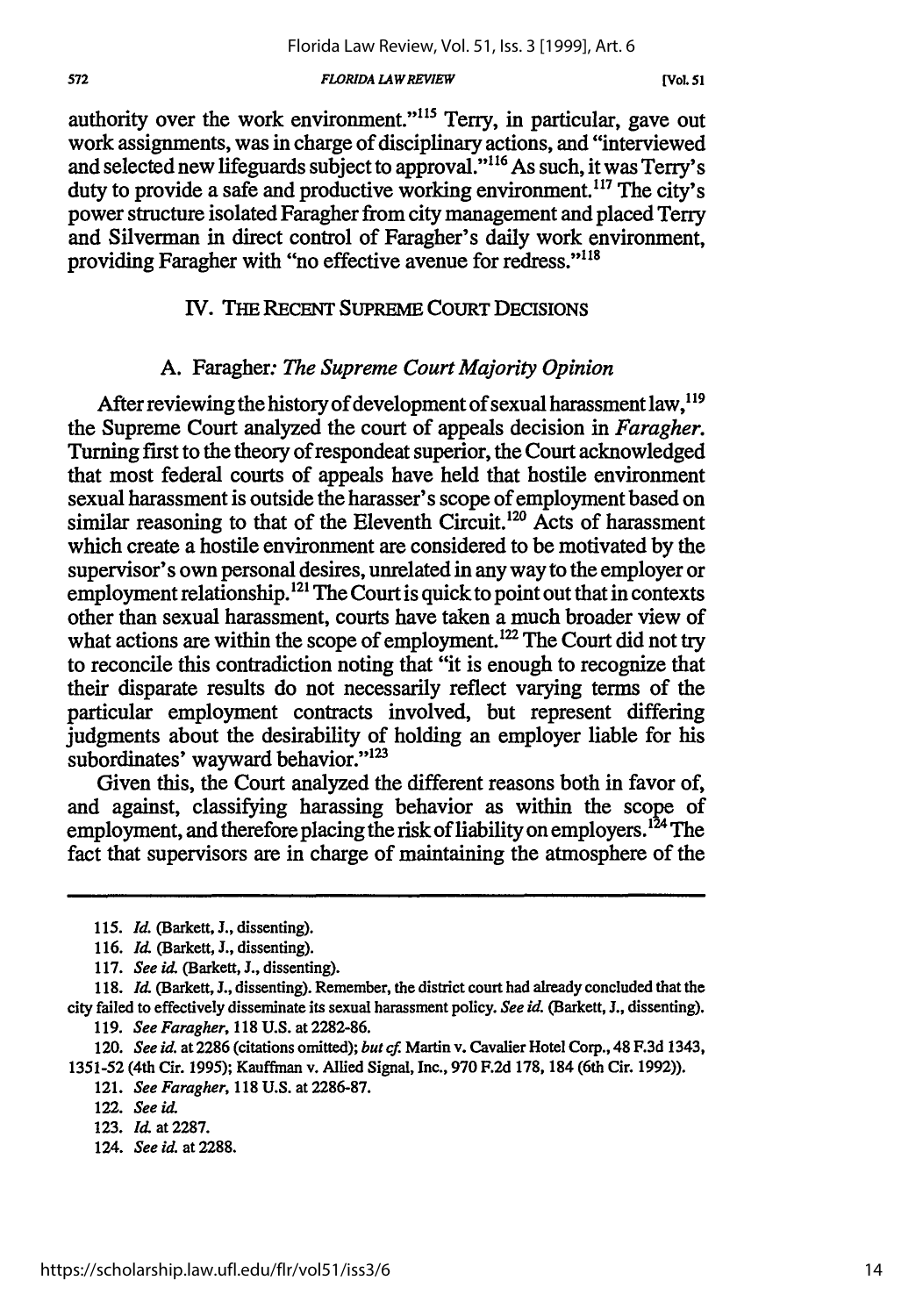authority over the work environment."[115] Terry, in particular, gave out work assignments, was in charge of disciplinary actions, and "interviewed and selected new lifeguards subject to approval."[116] As such, it was Terry's duty to provide a safe and productive working environment.[117] The city's power structure isolated Faragher from city management and placed Terry and Silverman in direct control of Faragher's daily work environment, providing Faragher with "no effective avenue for redress."[118]

## IV. THE RECENT SUPREME COURT DECISIONS

### A. *Faragher: The Supreme Court Majority Opinion*

After reviewing the history of development of sexual harassment law,[119] the Supreme Court analyzed the court of appeals decision in *Faragher*. Turning first to the theory of respondeat superior, the Court acknowledged that most federal courts of appeals have held that hostile environment sexual harassment is outside the harasser's scope of employment based on similar reasoning to that of the Eleventh Circuit.[120] Acts of harassment which create a hostile environment are considered to be motivated by the supervisor's own personal desires, unrelated in any way to the employer or employment relationship.[121] The Court is quick to point out that in contexts other than sexual harassment, courts have taken a much broader view of what actions are within the scope of employment.[122] The Court did not try to reconcile this contradiction noting that "it is enough to recognize that their disparate results do not necessarily reflect varying terms of the particular employment contracts involved, but represent differing judgments about the desirability of holding an employer liable for his subordinates' wayward behavior."[123]

Given this, the Court analyzed the different reasons both in favor of, and against, classifying harassing behavior as within the scope of employment, and therefore placing the risk of liability on employers.[124] The fact that supervisors are in charge of maintaining the atmosphere of the

---

115. *Id.* (Barkett, J., dissenting).

116. *Id.* (Barkett, J., dissenting).

117. *See id.* (Barkett, J., dissenting).

118. *Id.* (Barkett, J., dissenting). Remember, the district court had already concluded that the city failed to effectively disseminate its sexual harassment policy. *See id.* (Barkett, J., dissenting).

119. *See Faragher*, 118 U.S. at 2282-86.

120. *See id.* at 2286 (citations omitted); *but cf.* Martin v. Cavalier Hotel Corp., 48 F.3d 1343, 1351-52 (4th Cir. 1995); Kauffman v. Allied Signal, Inc., 970 F.2d 178, 184 (6th Cir. 1992)).

121. *See Faragher*, 118 U.S. at 2286-87.

122. *See id.*

123. *Id.* at 2287.

124. *See id.* at 2288.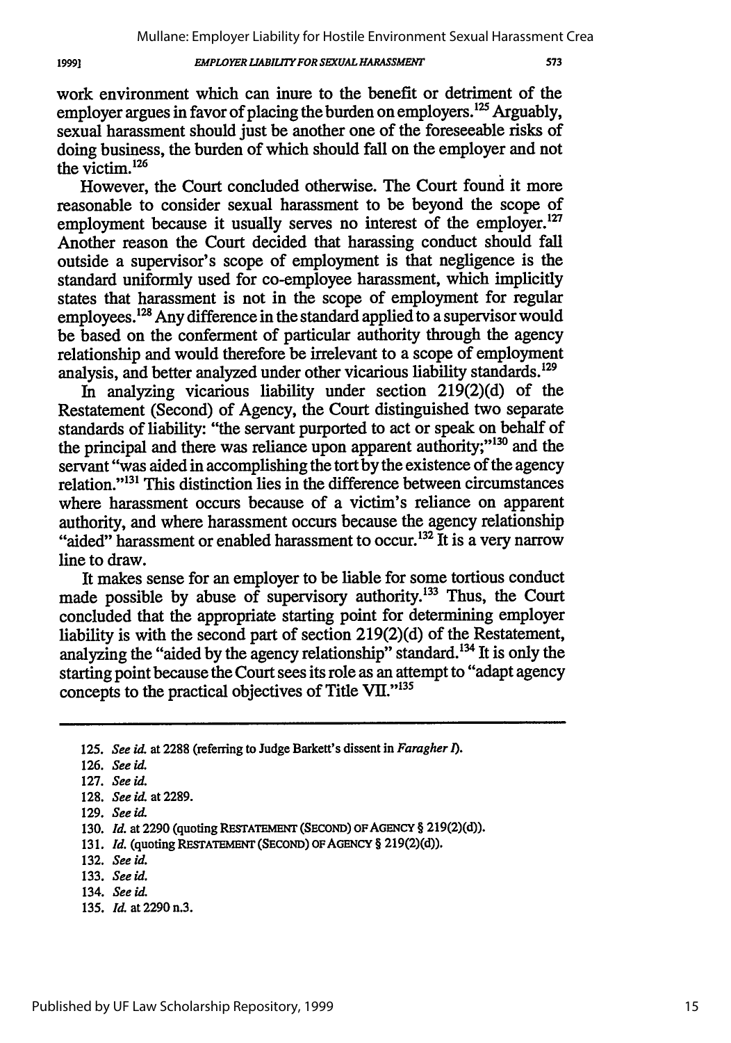work environment which can inure to the benefit or detriment of the employer argues in favor of placing the burden on employers.[125] Arguably, sexual harassment should just be another one of the foreseeable risks of doing business, the burden of which should fall on the employer and not the victim.[126]

However, the Court concluded otherwise. The Court found it more reasonable to consider sexual harassment to be beyond the scope of employment because it usually serves no interest of the employer.[127] Another reason the Court decided that harassing conduct should fall outside a supervisor's scope of employment is that negligence is the standard uniformly used for co-employee harassment, which implicitly states that harassment is not in the scope of employment for regular employees.[128] Any difference in the standard applied to a supervisor would be based on the conferment of particular authority through the agency relationship and would therefore be irrelevant to a scope of employment analysis, and better analyzed under other vicarious liability standards.[129]

In analyzing vicarious liability under section 219(2)(d) of the Restatement (Second) of Agency, the Court distinguished two separate standards of liability: "the servant purported to act or speak on behalf of the principal and there was reliance upon apparent authority;"[130] and the servant "was aided in accomplishing the tort by the existence of the agency relation."[131] This distinction lies in the difference between circumstances where harassment occurs because of a victim's reliance on apparent authority, and where harassment occurs because the agency relationship "aided" harassment or enabled harassment to occur.[132] It is a very narrow line to draw.

It makes sense for an employer to be liable for some tortious conduct made possible by abuse of supervisory authority.[133] Thus, the Court concluded that the appropriate starting point for determining employer liability is with the second part of section 219(2)(d) of the Restatement, analyzing the "aided by the agency relationship" standard.[134] It is only the starting point because the Court sees its role as an attempt to "adapt agency concepts to the practical objectives of Title VII."[135]

---

125. *See id.* at 2288 (referring to Judge Barkett's dissent in *Faragher I*).
126. *See id.*
127. *See id.*
128. *See id.* at 2289.
129. *See id.*
130. *Id.* at 2290 (quoting RESTATEMENT (SECOND) OF AGENCY § 219(2)(d)).
131. *Id.* (quoting RESTATEMENT (SECOND) OF AGENCY § 219(2)(d)).
132. *See id.*
133. *See id.*
134. *See id.*
135. *Id.* at 2290 n.3.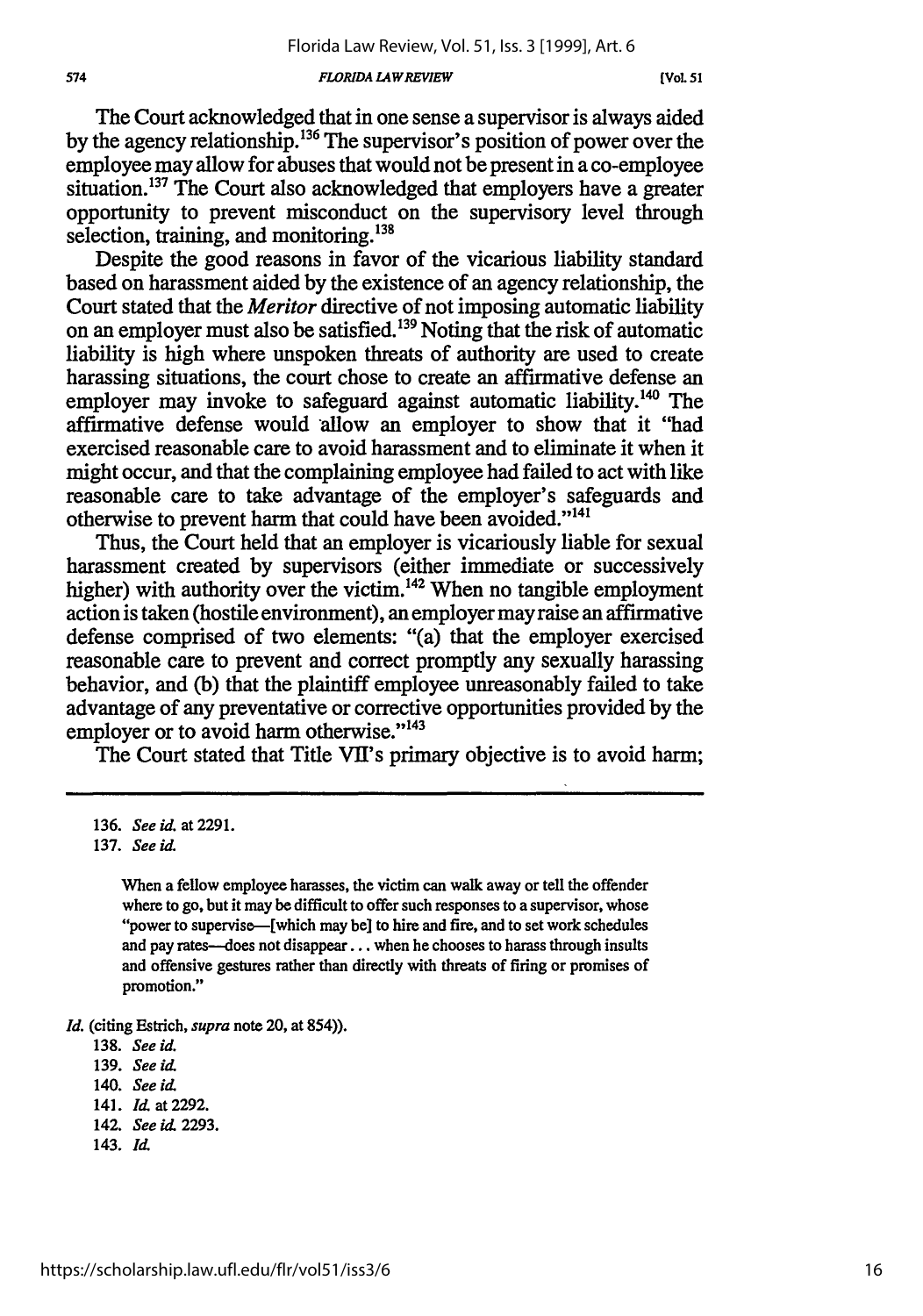The Court acknowledged that in one sense a supervisor is always aided by the agency relationship.[136] The supervisor's position of power over the employee may allow for abuses that would not be present in a co-employee situation.[137] The Court also acknowledged that employers have a greater opportunity to prevent misconduct on the supervisory level through selection, training, and monitoring.[138]

Despite the good reasons in favor of the vicarious liability standard based on harassment aided by the existence of an agency relationship, the Court stated that the *Meritor* directive of not imposing automatic liability on an employer must also be satisfied.[139] Noting that the risk of automatic liability is high where unspoken threats of authority are used to create harassing situations, the court chose to create an affirmative defense an employer may invoke to safeguard against automatic liability.[140] The affirmative defense would allow an employer to show that it "had exercised reasonable care to avoid harassment and to eliminate it when it might occur, and that the complaining employee had failed to act with like reasonable care to take advantage of the employer's safeguards and otherwise to prevent harm that could have been avoided."[141]

Thus, the Court held that an employer is vicariously liable for sexual harassment created by supervisors (either immediate or successively higher) with authority over the victim.[142] When no tangible employment action is taken (hostile environment), an employer may raise an affirmative defense comprised of two elements: "(a) that the employer exercised reasonable care to prevent and correct promptly any sexually harassing behavior, and (b) that the plaintiff employee unreasonably failed to take advantage of any preventative or corrective opportunities provided by the employer or to avoid harm otherwise."[143]

The Court stated that Title VII's primary objective is to avoid harm;

---

136. *See id.* at 2291.

137. *See id.*

> When a fellow employee harasses, the victim can walk away or tell the offender where to go, but it may be difficult to offer such responses to a supervisor, whose "power to supervise—[which may be] to hire and fire, and to set work schedules and pay rates—does not disappear . . . when he chooses to harass through insults and offensive gestures rather than directly with threats of firing or promises of promotion."

*Id.* (citing Estrich, *supra* note 20, at 854)).

138. *See id.*

139. *See id.*

140. *See id.*

141. *Id.* at 2292.

142. *See id.* 2293.

143. *Id.*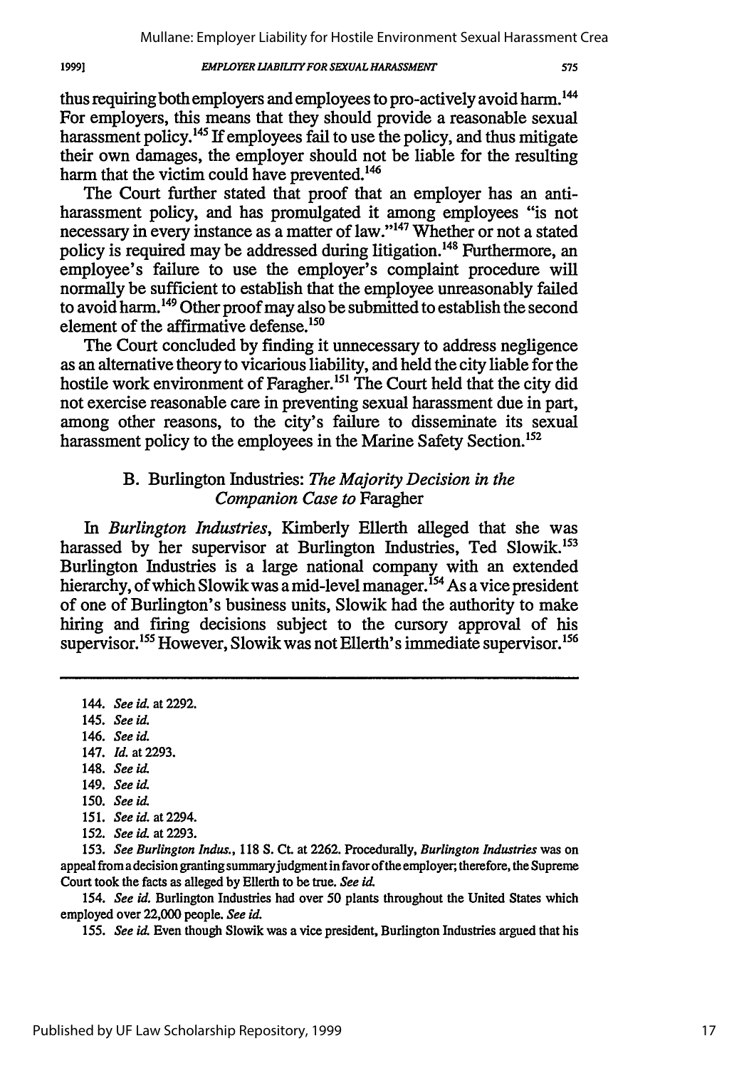thus requiring both employers and employees to pro-actively avoid harm.[144] For employers, this means that they should provide a reasonable sexual harassment policy.[145] If employees fail to use the policy, and thus mitigate their own damages, the employer should not be liable for the resulting harm that the victim could have prevented.[146]

The Court further stated that proof that an employer has an anti-harassment policy, and has promulgated it among employees "is not necessary in every instance as a matter of law."[147] Whether or not a stated policy is required may be addressed during litigation.[148] Furthermore, an employee's failure to use the employer's complaint procedure will normally be sufficient to establish that the employee unreasonably failed to avoid harm.[149] Other proof may also be submitted to establish the second element of the affirmative defense.[150]

The Court concluded by finding it unnecessary to address negligence as an alternative theory to vicarious liability, and held the city liable for the hostile work environment of Faragher.[151] The Court held that the city did not exercise reasonable care in preventing sexual harassment due in part, among other reasons, to the city's failure to disseminate its sexual harassment policy to the employees in the Marine Safety Section.[152]

### B. Burlington Industries: *The Majority Decision in the Companion Case to* Faragher

In *Burlington Industries*, Kimberly Ellerth alleged that she was harassed by her supervisor at Burlington Industries, Ted Slowik.[153] Burlington Industries is a large national company with an extended hierarchy, of which Slowik was a mid-level manager.[154] As a vice president of one of Burlington's business units, Slowik had the authority to make hiring and firing decisions subject to the cursory approval of his supervisor.[155] However, Slowik was not Ellerth's immediate supervisor.[156]

---

144. *See id.* at 2292.

145. *See id.*

146. *See id.*

147. *Id.* at 2293.

148. *See id.*

149. *See id.*

150. *See id.*

151. *See id.* at 2294.

152. *See id.* at 2293.

153. *See Burlington Indus.*, 118 S. Ct. at 2262. Procedurally, *Burlington Industries* was on appeal from a decision granting summary judgment in favor of the employer; therefore, the Supreme Court took the facts as alleged by Ellerth to be true. *See id.*

154. *See id.* Burlington Industries had over 50 plants throughout the United States which employed over 22,000 people. *See id.*

155. *See id.* Even though Slowik was a vice president, Burlington Industries argued that his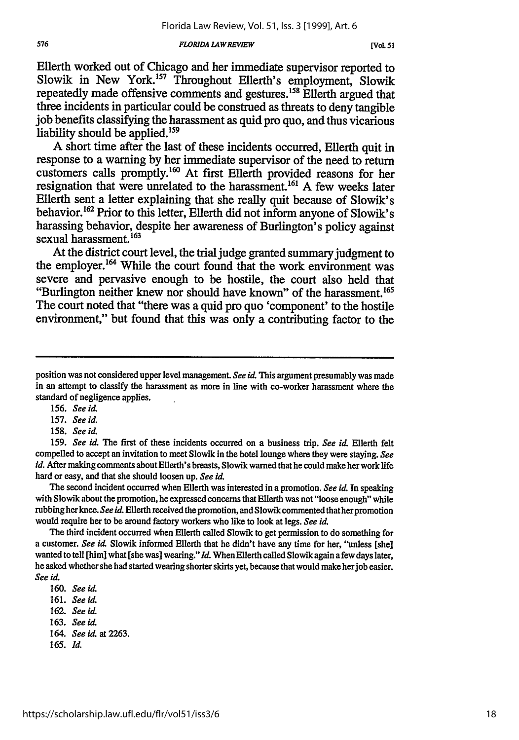Ellerth worked out of Chicago and her immediate supervisor reported to Slowik in New York.[157] Throughout Ellerth's employment, Slowik repeatedly made offensive comments and gestures.[158] Ellerth argued that three incidents in particular could be construed as threats to deny tangible job benefits classifying the harassment as quid pro quo, and thus vicarious liability should be applied.[159]

A short time after the last of these incidents occurred, Ellerth quit in response to a warning by her immediate supervisor of the need to return customers calls promptly.[160] At first Ellerth provided reasons for her resignation that were unrelated to the harassment.[161] A few weeks later Ellerth sent a letter explaining that she really quit because of Slowik's behavior.[162] Prior to this letter, Ellerth did not inform anyone of Slowik's harassing behavior, despite her awareness of Burlington's policy against sexual harassment.[163]

At the district court level, the trial judge granted summary judgment to the employer.[164] While the court found that the work environment was severe and pervasive enough to be hostile, the court also held that "Burlington neither knew nor should have known" of the harassment.[165] The court noted that "there was a quid pro quo 'component' to the hostile environment," but found that this was only a contributing factor to the

---

position was not considered upper level management. *See id.* This argument presumably was made in an attempt to classify the harassment as more in line with co-worker harassment where the standard of negligence applies.

156. *See id.*

157. *See id.*

158. *See id.*

159. *See id.* The first of these incidents occurred on a business trip. *See id.* Ellerth felt compelled to accept an invitation to meet Slowik in the hotel lounge where they were staying. *See id.* After making comments about Ellerth's breasts, Slowik warned that he could make her work life hard or easy, and that she should loosen up. *See id.*

The second incident occurred when Ellerth was interested in a promotion. *See id.* In speaking with Slowik about the promotion, he expressed concerns that Ellerth was not "loose enough" while rubbing her knee. *See id.* Ellerth received the promotion, and Slowik commented that her promotion would require her to be around factory workers who like to look at legs. *See id.*

The third incident occurred when Ellerth called Slowik to get permission to do something for a customer. *See id.* Slowik informed Ellerth that he didn't have any time for her, "unless [she] wanted to tell [him] what [she was] wearing." *Id.* When Ellerth called Slowik again a few days later, he asked whether she had started wearing shorter skirts yet, because that would make her job easier. *See id.*

160. *See id.*

161. *See id.*

162. *See id.*

163. *See id.*

164. *See id.* at 2263.

165. *Id.*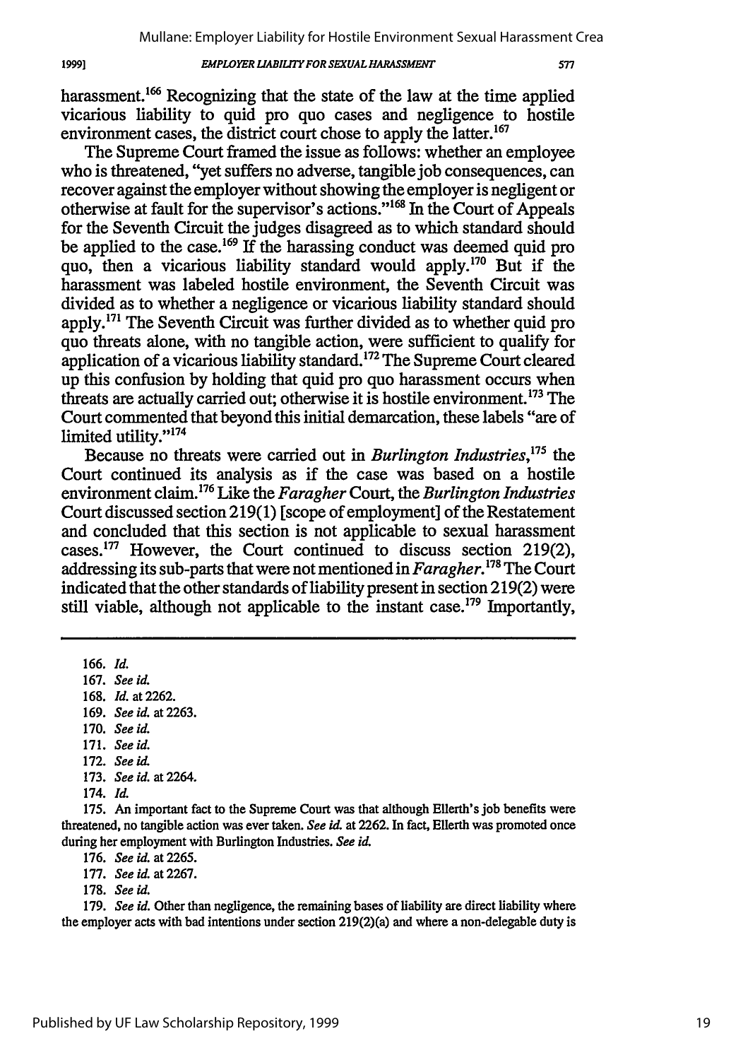harassment.[166] Recognizing that the state of the law at the time applied vicarious liability to quid pro quo cases and negligence to hostile environment cases, the district court chose to apply the latter.[167]

The Supreme Court framed the issue as follows: whether an employee who is threatened, "yet suffers no adverse, tangible job consequences, can recover against the employer without showing the employer is negligent or otherwise at fault for the supervisor's actions."[168] In the Court of Appeals for the Seventh Circuit the judges disagreed as to which standard should be applied to the case.[169] If the harassing conduct was deemed quid pro quo, then a vicarious liability standard would apply.[170] But if the harassment was labeled hostile environment, the Seventh Circuit was divided as to whether a negligence or vicarious liability standard should apply.[171] The Seventh Circuit was further divided as to whether quid pro quo threats alone, with no tangible action, were sufficient to qualify for application of a vicarious liability standard.[172] The Supreme Court cleared up this confusion by holding that quid pro quo harassment occurs when threats are actually carried out; otherwise it is hostile environment.[173] The Court commented that beyond this initial demarcation, these labels "are of limited utility."[174]

Because no threats were carried out in *Burlington Industries*,[175] the Court continued its analysis as if the case was based on a hostile environment claim.[176] Like the *Faragher* Court, the *Burlington Industries* Court discussed section 219(1) [scope of employment] of the Restatement and concluded that this section is not applicable to sexual harassment cases.[177] However, the Court continued to discuss section 219(2), addressing its sub-parts that were not mentioned in *Faragher*.[178] The Court indicated that the other standards of liability present in section 219(2) were still viable, although not applicable to the instant case.[179] Importantly,

---

166. *Id.*

167. *See id.*

168. *Id.* at 2262.

169. *See id.* at 2263.

170. *See id.*

171. *See id.*

172. *See id.*

173. *See id.* at 2264.

174. *Id.*

175. An important fact to the Supreme Court was that although Ellerth's job benefits were threatened, no tangible action was ever taken. *See id.* at 2262. In fact, Ellerth was promoted once during her employment with Burlington Industries. *See id.*

176. *See id.* at 2265.

177. *See id.* at 2267.

178. *See id.*

179. *See id.* Other than negligence, the remaining bases of liability are direct liability where the employer acts with bad intentions under section 219(2)(a) and where a non-delegable duty is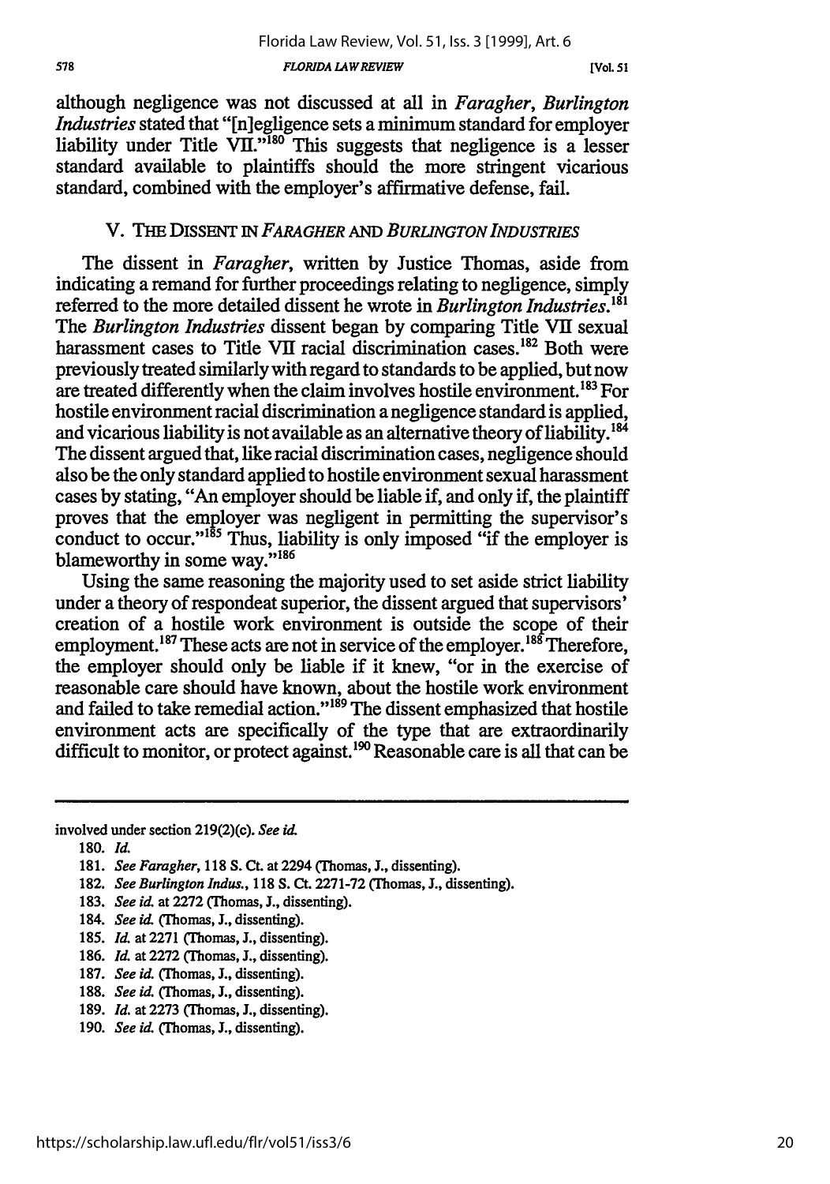although negligence was not discussed at all in *Faragher*, *Burlington Industries* stated that "[n]egligence sets a minimum standard for employer liability under Title VII."[180] This suggests that negligence is a lesser standard available to plaintiffs should the more stringent vicarious standard, combined with the employer's affirmative defense, fail.

## V. THE DISSENT IN *FARAGHER* AND *BURLINGTON INDUSTRIES*

The dissent in *Faragher*, written by Justice Thomas, aside from indicating a remand for further proceedings relating to negligence, simply referred to the more detailed dissent he wrote in *Burlington Industries*.[181] The *Burlington Industries* dissent began by comparing Title VII sexual harassment cases to Title VII racial discrimination cases.[182] Both were previously treated similarly with regard to standards to be applied, but now are treated differently when the claim involves hostile environment.[183] For hostile environment racial discrimination a negligence standard is applied, and vicarious liability is not available as an alternative theory of liability.[184] The dissent argued that, like racial discrimination cases, negligence should also be the only standard applied to hostile environment sexual harassment cases by stating, "An employer should be liable if, and only if, the plaintiff proves that the employer was negligent in permitting the supervisor's conduct to occur."[185] Thus, liability is only imposed "if the employer is blameworthy in some way."[186]

Using the same reasoning the majority used to set aside strict liability under a theory of respondeat superior, the dissent argued that supervisors' creation of a hostile work environment is outside the scope of their employment.[187] These acts are not in service of the employer.[188] Therefore, the employer should only be liable if it knew, "or in the exercise of reasonable care should have known, about the hostile work environment and failed to take remedial action."[189] The dissent emphasized that hostile environment acts are specifically of the type that are extraordinarily difficult to monitor, or protect against.[190] Reasonable care is all that can be

---

involved under section 219(2)(c). *See id.*

180. *Id.*

181. *See Faragher*, 118 S. Ct. at 2294 (Thomas, J., dissenting).

182. *See Burlington Indus.*, 118 S. Ct. 2271-72 (Thomas, J., dissenting).

183. *See id.* at 2272 (Thomas, J., dissenting).

184. *See id.* (Thomas, J., dissenting).

185. *Id.* at 2271 (Thomas, J., dissenting).

186. *Id.* at 2272 (Thomas, J., dissenting).

187. *See id.* (Thomas, J., dissenting).

188. *See id.* (Thomas, J., dissenting).

189. *Id.* at 2273 (Thomas, J., dissenting).

190. *See id.* (Thomas, J., dissenting).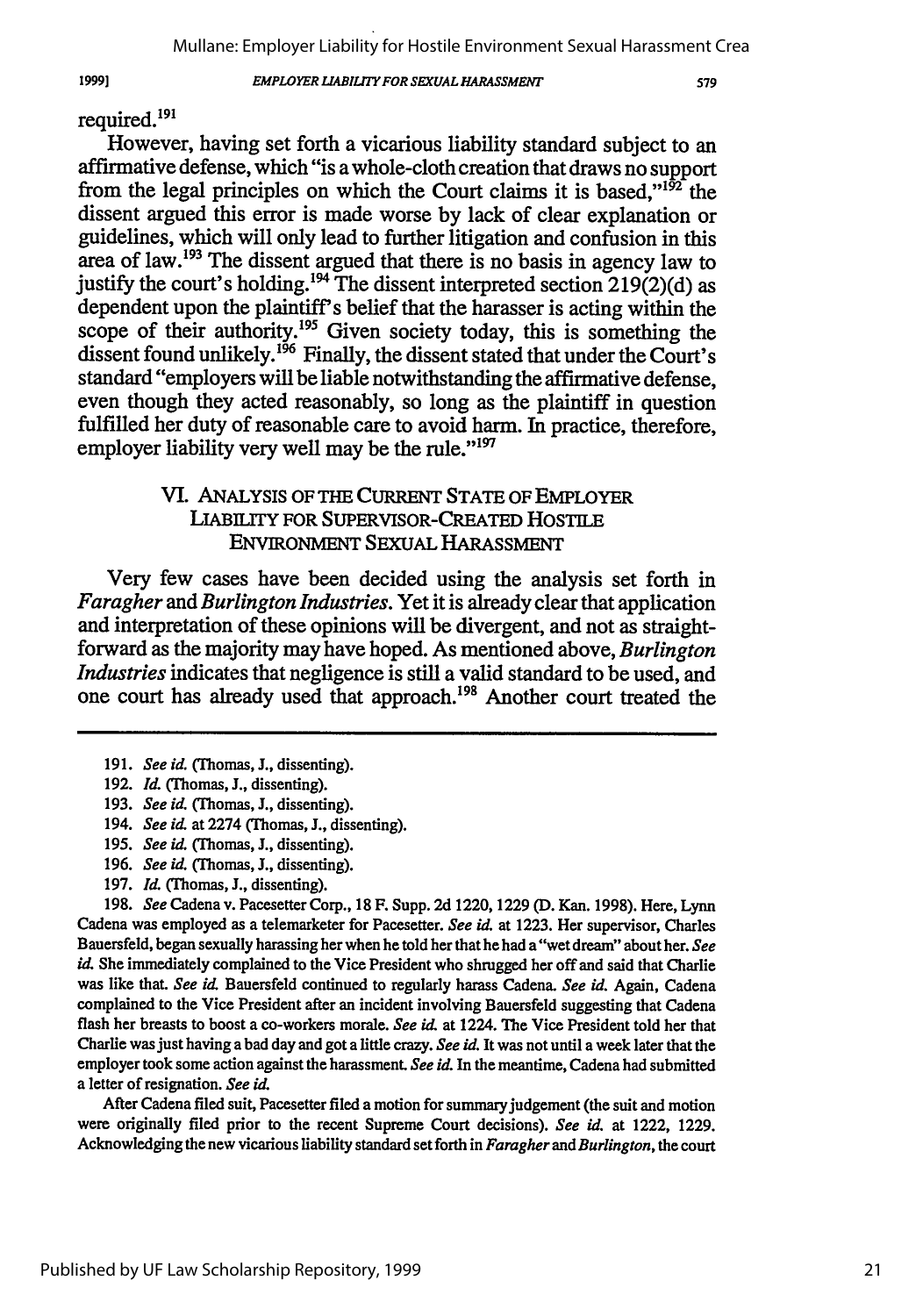required.[191]

However, having set forth a vicarious liability standard subject to an affirmative defense, which "is a whole-cloth creation that draws no support from the legal principles on which the Court claims it is based,"[192] the dissent argued this error is made worse by lack of clear explanation or guidelines, which will only lead to further litigation and confusion in this area of law.[193] The dissent argued that there is no basis in agency law to justify the court's holding.[194] The dissent interpreted section 219(2)(d) as dependent upon the plaintiff's belief that the harasser is acting within the scope of their authority.[195] Given society today, this is something the dissent found unlikely.[196] Finally, the dissent stated that under the Court's standard "employers will be liable notwithstanding the affirmative defense, even though they acted reasonably, so long as the plaintiff in question fulfilled her duty of reasonable care to avoid harm. In practice, therefore, employer liability very well may be the rule."[197]

## VI. ANALYSIS OF THE CURRENT STATE OF EMPLOYER LIABILITY FOR SUPERVISOR-CREATED HOSTILE ENVIRONMENT SEXUAL HARASSMENT

Very few cases have been decided using the analysis set forth in *Faragher* and *Burlington Industries*. Yet it is already clear that application and interpretation of these opinions will be divergent, and not as straightforward as the majority may have hoped. As mentioned above, *Burlington Industries* indicates that negligence is still a valid standard to be used, and one court has already used that approach.[198] Another court treated the

---

191. *See id.* (Thomas, J., dissenting).

192. *Id.* (Thomas, J., dissenting).

193. *See id.* (Thomas, J., dissenting).

194. *See id.* at 2274 (Thomas, J., dissenting).

195. *See id.* (Thomas, J., dissenting).

196. *See id.* (Thomas, J., dissenting).

197. *Id.* (Thomas, J., dissenting).

198. *See* Cadena v. Pacesetter Corp., 18 F. Supp. 2d 1220, 1229 (D. Kan. 1998). Here, Lynn Cadena was employed as a telemarketer for Pacesetter. *See id.* at 1223. Her supervisor, Charles Bauersfeld, began sexually harassing her when he told her that he had a "wet dream" about her. *See id.* She immediately complained to the Vice President who shrugged her off and said that Charlie was like that. *See id.* Bauersfeld continued to regularly harass Cadena. *See id.* Again, Cadena complained to the Vice President after an incident involving Bauersfeld suggesting that Cadena flash her breasts to boost a co-workers morale. *See id.* at 1224. The Vice President told her that Charlie was just having a bad day and got a little crazy. *See id.* It was not until a week later that the employer took some action against the harassment. *See id.* In the meantime, Cadena had submitted a letter of resignation. *See id.*

After Cadena filed suit, Pacesetter filed a motion for summary judgement (the suit and motion were originally filed prior to the recent Supreme Court decisions). *See id.* at 1222, 1229. Acknowledging the new vicarious liability standard set forth in *Faragher* and *Burlington*, the court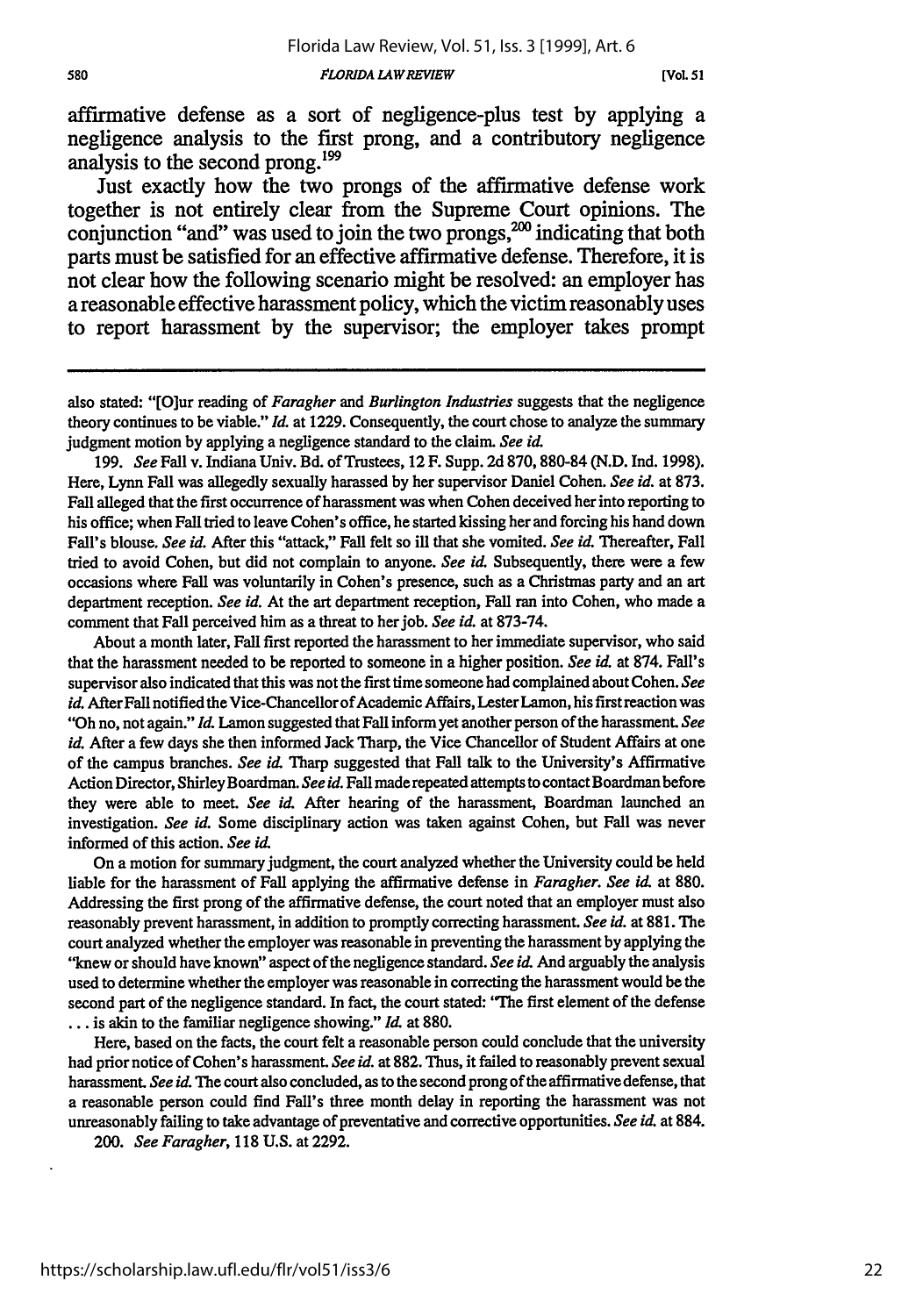affirmative defense as a sort of negligence-plus test by applying a negligence analysis to the first prong, and a contributory negligence analysis to the second prong.[199]

Just exactly how the two prongs of the affirmative defense work together is not entirely clear from the Supreme Court opinions. The conjunction "and" was used to join the two prongs,[200] indicating that both parts must be satisfied for an effective affirmative defense. Therefore, it is not clear how the following scenario might be resolved: an employer has a reasonable effective harassment policy, which the victim reasonably uses to report harassment by the supervisor; the employer takes prompt

---

also stated: "[O]ur reading of *Faragher* and *Burlington Industries* suggests that the negligence theory continues to be viable." *Id.* at 1229. Consequently, the court chose to analyze the summary judgment motion by applying a negligence standard to the claim. *See id.*

199. *See* Fall v. Indiana Univ. Bd. of Trustees, 12 F. Supp. 2d 870, 880-84 (N.D. Ind. 1998). Here, Lynn Fall was allegedly sexually harassed by her supervisor Daniel Cohen. *See id.* at 873. Fall alleged that the first occurrence of harassment was when Cohen deceived her into reporting to his office; when Fall tried to leave Cohen's office, he started kissing her and forcing his hand down Fall's blouse. *See id.* After this "attack," Fall felt so ill that she vomited. *See id.* Thereafter, Fall tried to avoid Cohen, but did not complain to anyone. *See id.* Subsequently, there were a few occasions where Fall was voluntarily in Cohen's presence, such as a Christmas party and an art department reception. *See id.* At the art department reception, Fall ran into Cohen, who made a comment that Fall perceived him as a threat to her job. *See id.* at 873-74.

About a month later, Fall first reported the harassment to her immediate supervisor, who said that the harassment needed to be reported to someone in a higher position. *See id.* at 874. Fall's supervisor also indicated that this was not the first time someone had complained about Cohen. *See id.* After Fall notified the Vice-Chancellor of Academic Affairs, Lester Lamon, his first reaction was "Oh no, not again." *Id.* Lamon suggested that Fall inform yet another person of the harassment. *See id.* After a few days she then informed Jack Tharp, the Vice Chancellor of Student Affairs at one of the campus branches. *See id.* Tharp suggested that Fall talk to the University's Affirmative Action Director, Shirley Boardman. *See id.* Fall made repeated attempts to contact Boardman before they were able to meet. *See id.* After hearing of the harassment, Boardman launched an investigation. *See id.* Some disciplinary action was taken against Cohen, but Fall was never informed of this action. *See id.*

On a motion for summary judgment, the court analyzed whether the University could be held liable for the harassment of Fall applying the affirmative defense in *Faragher*. *See id.* at 880. Addressing the first prong of the affirmative defense, the court noted that an employer must also reasonably prevent harassment, in addition to promptly correcting harassment. *See id.* at 881. The court analyzed whether the employer was reasonable in preventing the harassment by applying the "knew or should have known" aspect of the negligence standard. *See id.* And arguably the analysis used to determine whether the employer was reasonable in correcting the harassment would be the second part of the negligence standard. In fact, the court stated: "The first element of the defense . . . is akin to the familiar negligence showing." *Id.* at 880.

Here, based on the facts, the court felt a reasonable person could conclude that the university had prior notice of Cohen's harassment. *See id.* at 882. Thus, it failed to reasonably prevent sexual harassment. *See id.* The court also concluded, as to the second prong of the affirmative defense, that a reasonable person could find Fall's three month delay in reporting the harassment was not unreasonably failing to take advantage of preventative and corrective opportunities. *See id.* at 884.

200. *See Faragher*, 118 U.S. at 2292.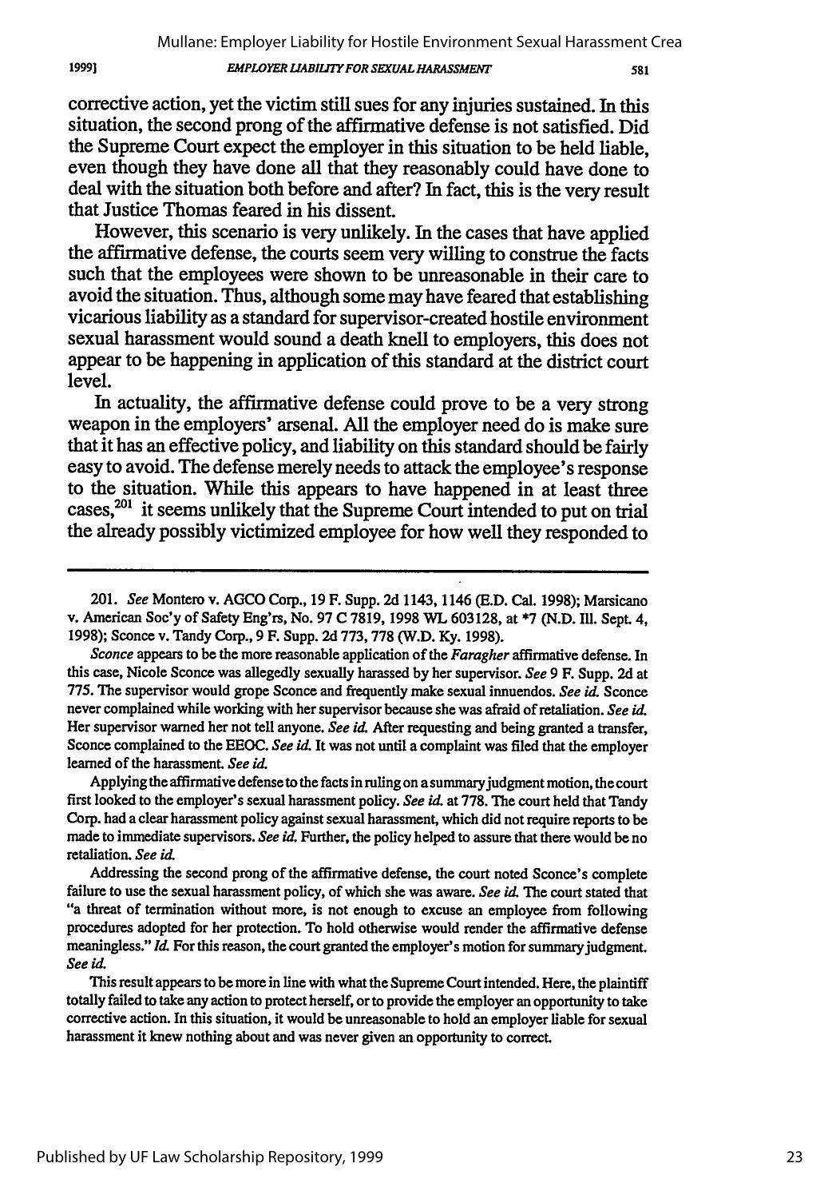corrective action, yet the victim still sues for any injuries sustained. In this situation, the second prong of the affirmative defense is not satisfied. Did the Supreme Court expect the employer in this situation to be held liable, even though they have done all that they reasonably could have done to deal with the situation both before and after? In fact, this is the very result that Justice Thomas feared in his dissent.

However, this scenario is very unlikely. In the cases that have applied the affirmative defense, the courts seem very willing to construe the facts such that the employees were shown to be unreasonable in their care to avoid the situation. Thus, although some may have feared that establishing vicarious liability as a standard for supervisor-created hostile environment sexual harassment would sound a death knell to employers, this does not appear to be happening in application of this standard at the district court level.

In actuality, the affirmative defense could prove to be a very strong weapon in the employers' arsenal. All the employer need do is make sure that it has an effective policy, and liability on this standard should be fairly easy to avoid. The defense merely needs to attack the employee's response to the situation. While this appears to have happened in at least three cases,[201] it seems unlikely that the Supreme Court intended to put on trial the already possibly victimized employee for how well they responded to

---

201. *See* Montero v. AGCO Corp., 19 F. Supp. 2d 1143, 1146 (E.D. Cal. 1998); Marsicano v. American Soc'y of Safety Eng'rs, No. 97 C 7819, 1998 WL 603128, at *7 (N.D. Ill. Sept. 4, 1998); Sconce v. Tandy Corp., 9 F. Supp. 2d 773, 778 (W.D. Ky. 1998).

*Sconce* appears to be the more reasonable application of the *Faragher* affirmative defense. In this case, Nicole Sconce was allegedly sexually harassed by her supervisor. *See* 9 F. Supp. 2d at 775. The supervisor would grope Sconce and frequently make sexual innuendos. *See id.* Sconce never complained while working with her supervisor because she was afraid of retaliation. *See id.* Her supervisor warned her not tell anyone. *See id.* After requesting and being granted a transfer, Sconce complained to the EEOC. *See id.* It was not until a complaint was filed that the employer learned of the harassment. *See id.*

Applying the affirmative defense to the facts in ruling on a summary judgment motion, the court first looked to the employer's sexual harassment policy. *See id.* at 778. The court held that Tandy Corp. had a clear harassment policy against sexual harassment, which did not require reports to be made to immediate supervisors. *See id.* Further, the policy helped to assure that there would be no retaliation. *See id.*

Addressing the second prong of the affirmative defense, the court noted Sconce's complete failure to use the sexual harassment policy, of which she was aware. *See id.* The court stated that "a threat of termination without more, is not enough to excuse an employee from following procedures adopted for her protection. To hold otherwise would render the affirmative defense meaningless." *Id.* For this reason, the court granted the employer's motion for summary judgment. *See id.*

This result appears to be more in line with what the Supreme Court intended. Here, the plaintiff totally failed to take any action to protect herself, or to provide the employer an opportunity to take corrective action. In this situation, it would be unreasonable to hold an employer liable for sexual harassment it knew nothing about and was never given an opportunity to correct.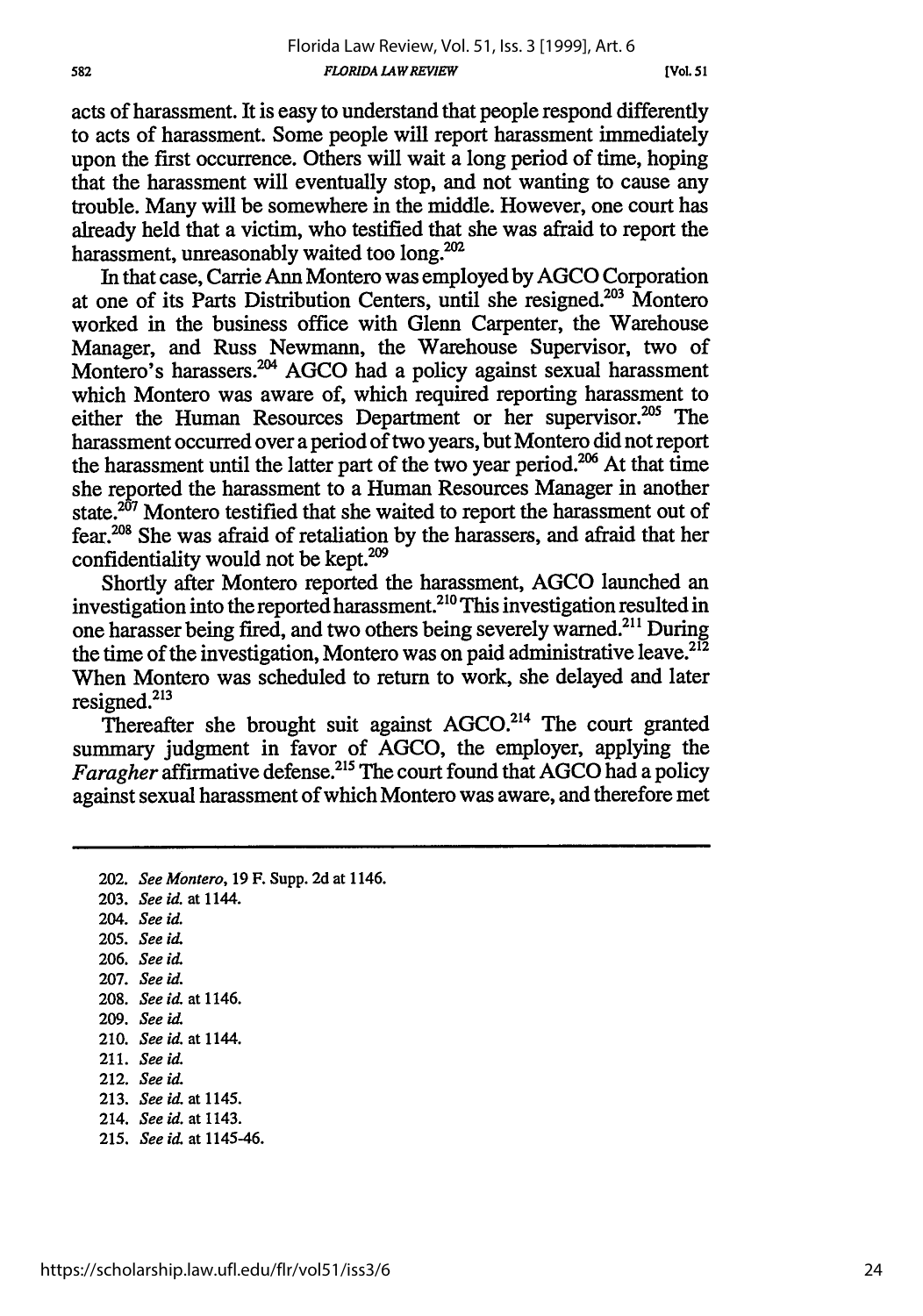acts of harassment. It is easy to understand that people respond differently to acts of harassment. Some people will report harassment immediately upon the first occurrence. Others will wait a long period of time, hoping that the harassment will eventually stop, and not wanting to cause any trouble. Many will be somewhere in the middle. However, one court has already held that a victim, who testified that she was afraid to report the harassment, unreasonably waited too long.[202]

In that case, Carrie Ann Montero was employed by AGCO Corporation at one of its Parts Distribution Centers, until she resigned.[203] Montero worked in the business office with Glenn Carpenter, the Warehouse Manager, and Russ Newmann, the Warehouse Supervisor, two of Montero's harassers.[204] AGCO had a policy against sexual harassment which Montero was aware of, which required reporting harassment to either the Human Resources Department or her supervisor.[205] The harassment occurred over a period of two years, but Montero did not report the harassment until the latter part of the two year period.[206] At that time she reported the harassment to a Human Resources Manager in another state.[207] Montero testified that she waited to report the harassment out of fear.[208] She was afraid of retaliation by the harassers, and afraid that her confidentiality would not be kept.[209]

Shortly after Montero reported the harassment, AGCO launched an investigation into the reported harassment.[210] This investigation resulted in one harasser being fired, and two others being severely warned.[211] During the time of the investigation, Montero was on paid administrative leave.[212] When Montero was scheduled to return to work, she delayed and later resigned.[213]

Thereafter she brought suit against AGCO.[214] The court granted summary judgment in favor of AGCO, the employer, applying the *Faragher* affirmative defense.[215] The court found that AGCO had a policy against sexual harassment of which Montero was aware, and therefore met

---

202. *See Montero*, 19 F. Supp. 2d at 1146.
203. *See id.* at 1144.
204. *See id.*
205. *See id.*
206. *See id.*
207. *See id.*
208. *See id.* at 1146.
209. *See id.*
210. *See id.* at 1144.
211. *See id.*
212. *See id.*
213. *See id.* at 1145.
214. *See id.* at 1143.
215. *See id.* at 1145-46.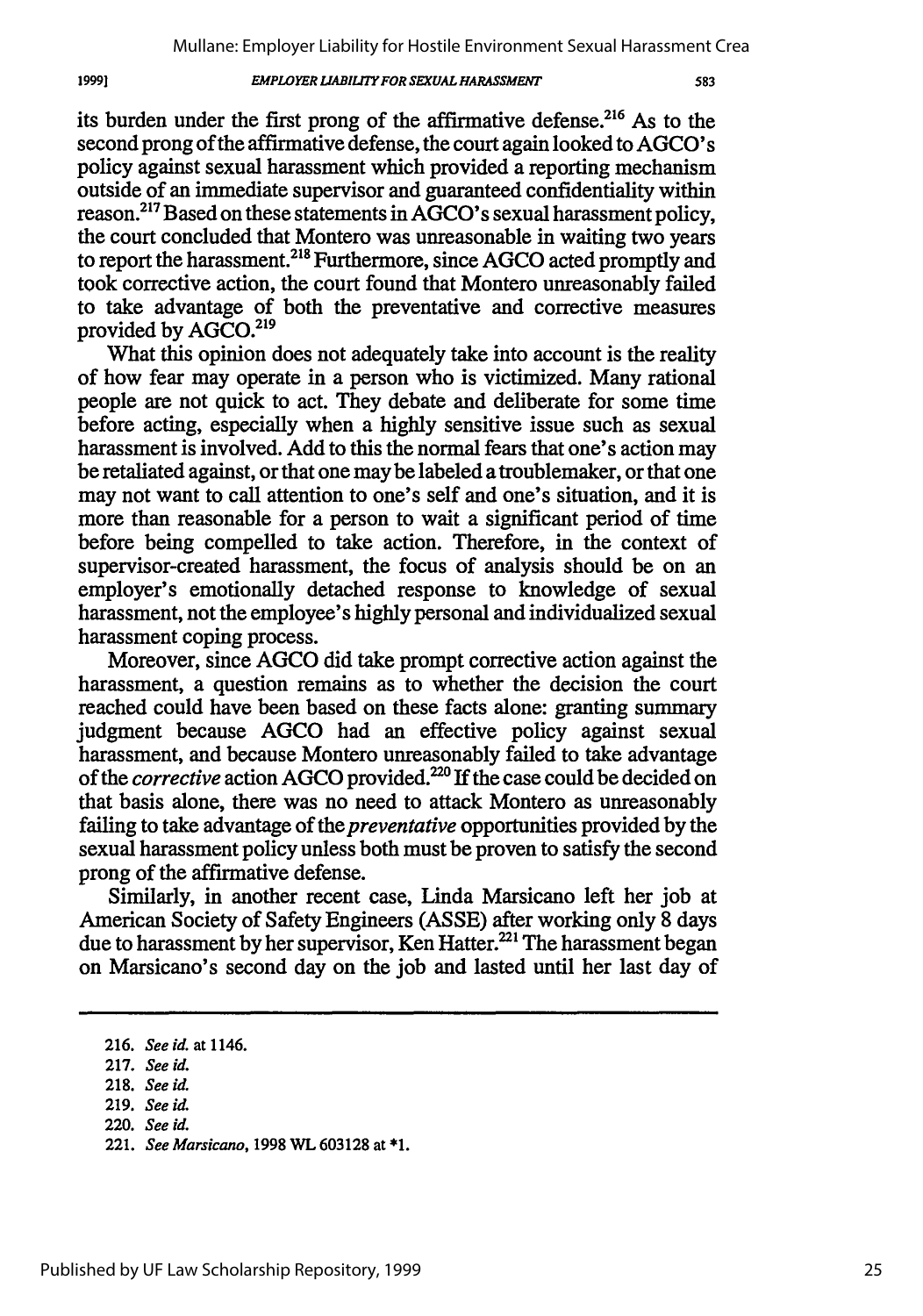its burden under the first prong of the affirmative defense.[216] As to the second prong of the affirmative defense, the court again looked to AGCO's policy against sexual harassment which provided a reporting mechanism outside of an immediate supervisor and guaranteed confidentiality within reason.[217] Based on these statements in AGCO's sexual harassment policy, the court concluded that Montero was unreasonable in waiting two years to report the harassment.[218] Furthermore, since AGCO acted promptly and took corrective action, the court found that Montero unreasonably failed to take advantage of both the preventative and corrective measures provided by AGCO.[219]

What this opinion does not adequately take into account is the reality of how fear may operate in a person who is victimized. Many rational people are not quick to act. They debate and deliberate for some time before acting, especially when a highly sensitive issue such as sexual harassment is involved. Add to this the normal fears that one's action may be retaliated against, or that one may be labeled a troublemaker, or that one may not want to call attention to one's self and one's situation, and it is more than reasonable for a person to wait a significant period of time before being compelled to take action. Therefore, in the context of supervisor-created harassment, the focus of analysis should be on an employer's emotionally detached response to knowledge of sexual harassment, not the employee's highly personal and individualized sexual harassment coping process.

Moreover, since AGCO did take prompt corrective action against the harassment, a question remains as to whether the decision the court reached could have been based on these facts alone: granting summary judgment because AGCO had an effective policy against sexual harassment, and because Montero unreasonably failed to take advantage of the *corrective* action AGCO provided.[220] If the case could be decided on that basis alone, there was no need to attack Montero as unreasonably failing to take advantage of the *preventative* opportunities provided by the sexual harassment policy unless both must be proven to satisfy the second prong of the affirmative defense.

Similarly, in another recent case, Linda Marsicano left her job at American Society of Safety Engineers (ASSE) after working only 8 days due to harassment by her supervisor, Ken Hatter.[221] The harassment began on Marsicano's second day on the job and lasted until her last day of

---

216. *See id.* at 1146.

217. *See id.*

218. *See id.*

219. *See id.*

220. *See id.*

221. *See Marsicano*, 1998 WL 603128 at *1.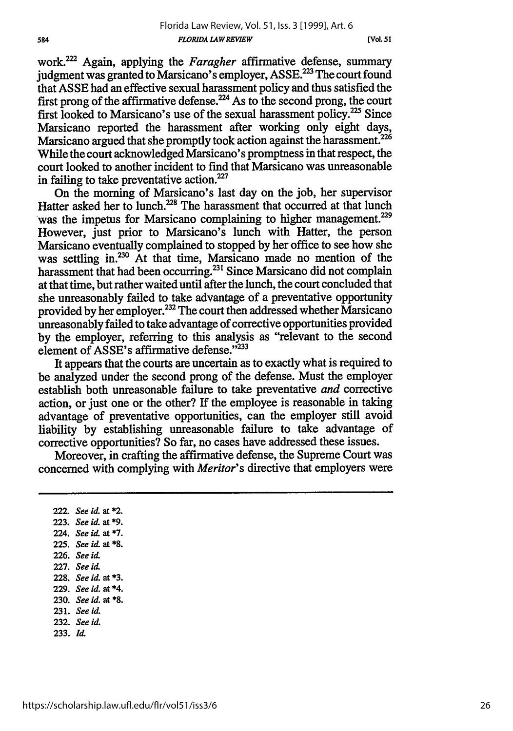work.[222] Again, applying the *Faragher* affirmative defense, summary judgment was granted to Marsicano's employer, ASSE.[223] The court found that ASSE had an effective sexual harassment policy and thus satisfied the first prong of the affirmative defense.[224] As to the second prong, the court first looked to Marsicano's use of the sexual harassment policy.[225] Since Marsicano reported the harassment after working only eight days, Marsicano argued that she promptly took action against the harassment.[226] While the court acknowledged Marsicano's promptness in that respect, the court looked to another incident to find that Marsicano was unreasonable in failing to take preventative action.[227]

On the morning of Marsicano's last day on the job, her supervisor Hatter asked her to lunch.[228] The harassment that occurred at that lunch was the impetus for Marsicano complaining to higher management.[229] However, just prior to Marsicano's lunch with Hatter, the person Marsicano eventually complained to stopped by her office to see how she was settling in.[230] At that time, Marsicano made no mention of the harassment that had been occurring.[231] Since Marsicano did not complain at that time, but rather waited until after the lunch, the court concluded that she unreasonably failed to take advantage of a preventative opportunity provided by her employer.[232] The court then addressed whether Marsicano unreasonably failed to take advantage of corrective opportunities provided by the employer, referring to this analysis as "relevant to the second element of ASSE's affirmative defense."[233]

It appears that the courts are uncertain as to exactly what is required to be analyzed under the second prong of the defense. Must the employer establish both unreasonable failure to take preventative *and* corrective action, or just one or the other? If the employee is reasonable in taking advantage of preventative opportunities, can the employer still avoid liability by establishing unreasonable failure to take advantage of corrective opportunities? So far, no cases have addressed these issues.

Moreover, in crafting the affirmative defense, the Supreme Court was concerned with complying with *Meritor*'s directive that employers were

---

222. *See id.* at *2.
223. *See id.* at *9.
224. *See id.* at *7.
225. *See id.* at *8.
226. *See id.*
227. *See id.*
228. *See id.* at *3.
229. *See id.* at *4.
230. *See id.* at *8.
231. *See id.*
232. *See id.*
233. *Id.*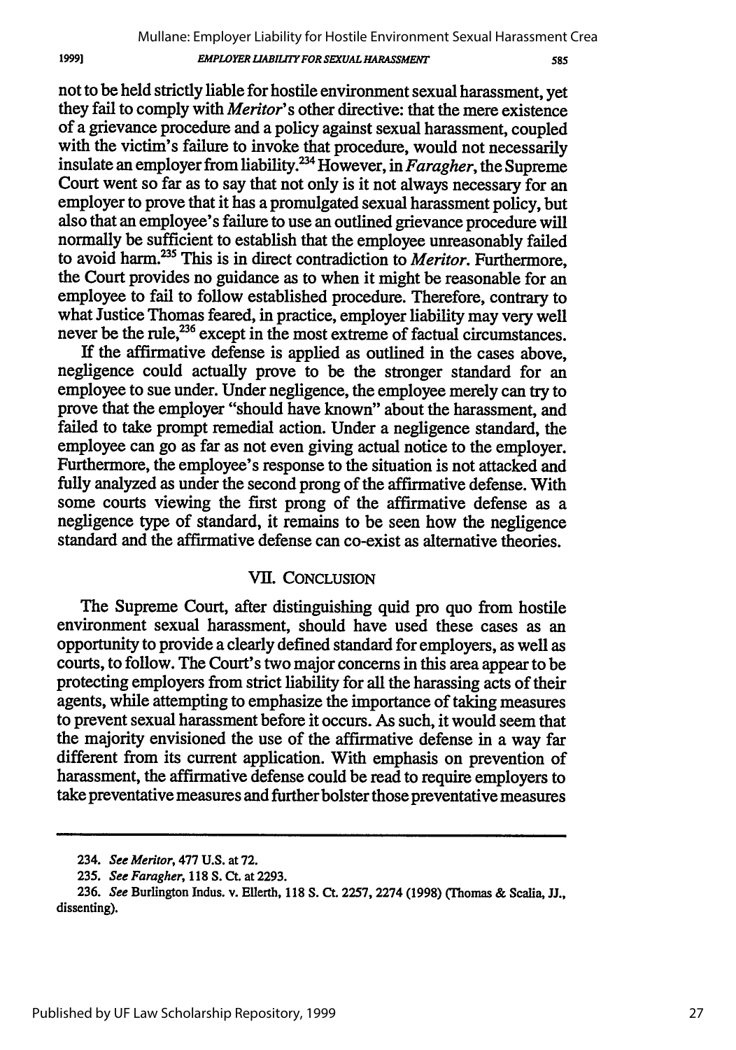not to be held strictly liable for hostile environment sexual harassment, yet they fail to comply with *Meritor*'s other directive: that the mere existence of a grievance procedure and a policy against sexual harassment, coupled with the victim's failure to invoke that procedure, would not necessarily insulate an employer from liability.[234] However, in *Faragher*, the Supreme Court went so far as to say that not only is it not always necessary for an employer to prove that it has a promulgated sexual harassment policy, but also that an employee's failure to use an outlined grievance procedure will normally be sufficient to establish that the employee unreasonably failed to avoid harm.[235] This is in direct contradiction to *Meritor*. Furthermore, the Court provides no guidance as to when it might be reasonable for an employee to fail to follow established procedure. Therefore, contrary to what Justice Thomas feared, in practice, employer liability may very well never be the rule,[236] except in the most extreme of factual circumstances.

If the affirmative defense is applied as outlined in the cases above, negligence could actually prove to be the stronger standard for an employee to sue under. Under negligence, the employee merely can try to prove that the employer "should have known" about the harassment, and failed to take prompt remedial action. Under a negligence standard, the employee can go as far as not even giving actual notice to the employer. Furthermore, the employee's response to the situation is not attacked and fully analyzed as under the second prong of the affirmative defense. With some courts viewing the first prong of the affirmative defense as a negligence type of standard, it remains to be seen how the negligence standard and the affirmative defense can co-exist as alternative theories.

## VII. CONCLUSION

The Supreme Court, after distinguishing quid pro quo from hostile environment sexual harassment, should have used these cases as an opportunity to provide a clearly defined standard for employers, as well as courts, to follow. The Court's two major concerns in this area appear to be protecting employers from strict liability for all the harassing acts of their agents, while attempting to emphasize the importance of taking measures to prevent sexual harassment before it occurs. As such, it would seem that the majority envisioned the use of the affirmative defense in a way far different from its current application. With emphasis on prevention of harassment, the affirmative defense could be read to require employers to take preventative measures and further bolster those preventative measures

---

234. *See Meritor*, 477 U.S. at 72.

235. *See Faragher*, 118 S. Ct. at 2293.

236. *See* Burlington Indus. v. Ellerth, 118 S. Ct. 2257, 2274 (1998) (Thomas & Scalia, JJ., dissenting).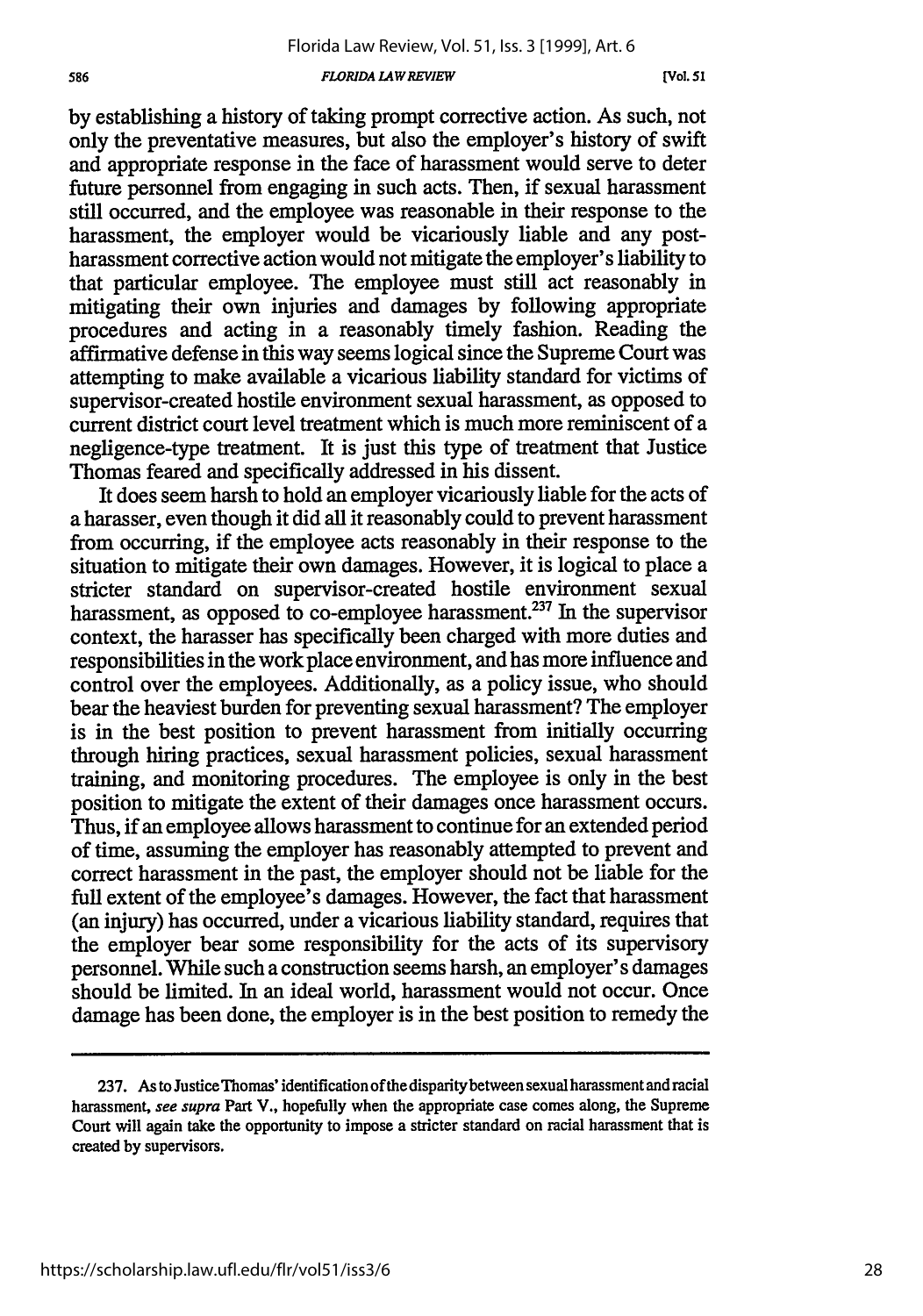by establishing a history of taking prompt corrective action. As such, not only the preventative measures, but also the employer's history of swift and appropriate response in the face of harassment would serve to deter future personnel from engaging in such acts. Then, if sexual harassment still occurred, and the employee was reasonable in their response to the harassment, the employer would be vicariously liable and any post-harassment corrective action would not mitigate the employer's liability to that particular employee. The employee must still act reasonably in mitigating their own injuries and damages by following appropriate procedures and acting in a reasonably timely fashion. Reading the affirmative defense in this way seems logical since the Supreme Court was attempting to make available a vicarious liability standard for victims of supervisor-created hostile environment sexual harassment, as opposed to current district court level treatment which is much more reminiscent of a negligence-type treatment. It is just this type of treatment that Justice Thomas feared and specifically addressed in his dissent.

It does seem harsh to hold an employer vicariously liable for the acts of a harasser, even though it did all it reasonably could to prevent harassment from occurring, if the employee acts reasonably in their response to the situation to mitigate their own damages. However, it is logical to place a stricter standard on supervisor-created hostile environment sexual harassment, as opposed to co-employee harassment.[237] In the supervisor context, the harasser has specifically been charged with more duties and responsibilities in the work place environment, and has more influence and control over the employees. Additionally, as a policy issue, who should bear the heaviest burden for preventing sexual harassment? The employer is in the best position to prevent harassment from initially occurring through hiring practices, sexual harassment policies, sexual harassment training, and monitoring procedures. The employee is only in the best position to mitigate the extent of their damages once harassment occurs. Thus, if an employee allows harassment to continue for an extended period of time, assuming the employer has reasonably attempted to prevent and correct harassment in the past, the employer should not be liable for the full extent of the employee's damages. However, the fact that harassment (an injury) has occurred, under a vicarious liability standard, requires that the employer bear some responsibility for the acts of its supervisory personnel. While such a construction seems harsh, an employer's damages should be limited. In an ideal world, harassment would not occur. Once damage has been done, the employer is in the best position to remedy the

---

237. As to Justice Thomas' identification of the disparity between sexual harassment and racial harassment, *see supra* Part V., hopefully when the appropriate case comes along, the Supreme Court will again take the opportunity to impose a stricter standard on racial harassment that is created by supervisors.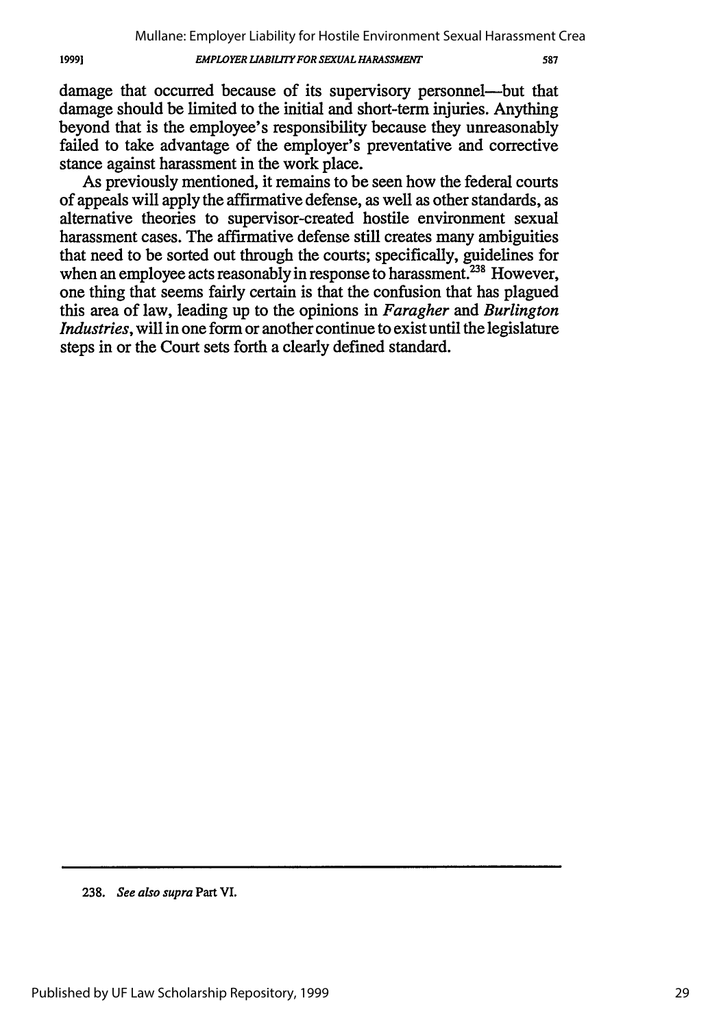damage that occurred because of its supervisory personnel—but that damage should be limited to the initial and short-term injuries. Anything beyond that is the employee's responsibility because they unreasonably failed to take advantage of the employer's preventative and corrective stance against harassment in the work place.

As previously mentioned, it remains to be seen how the federal courts of appeals will apply the affirmative defense, as well as other standards, as alternative theories to supervisor-created hostile environment sexual harassment cases. The affirmative defense still creates many ambiguities that need to be sorted out through the courts; specifically, guidelines for when an employee acts reasonably in response to harassment.[238] However, one thing that seems fairly certain is that the confusion that has plagued this area of law, leading up to the opinions in *Faragher* and *Burlington Industries*, will in one form or another continue to exist until the legislature steps in or the Court sets forth a clearly defined standard.

---

238. *See also supra* Part VI.